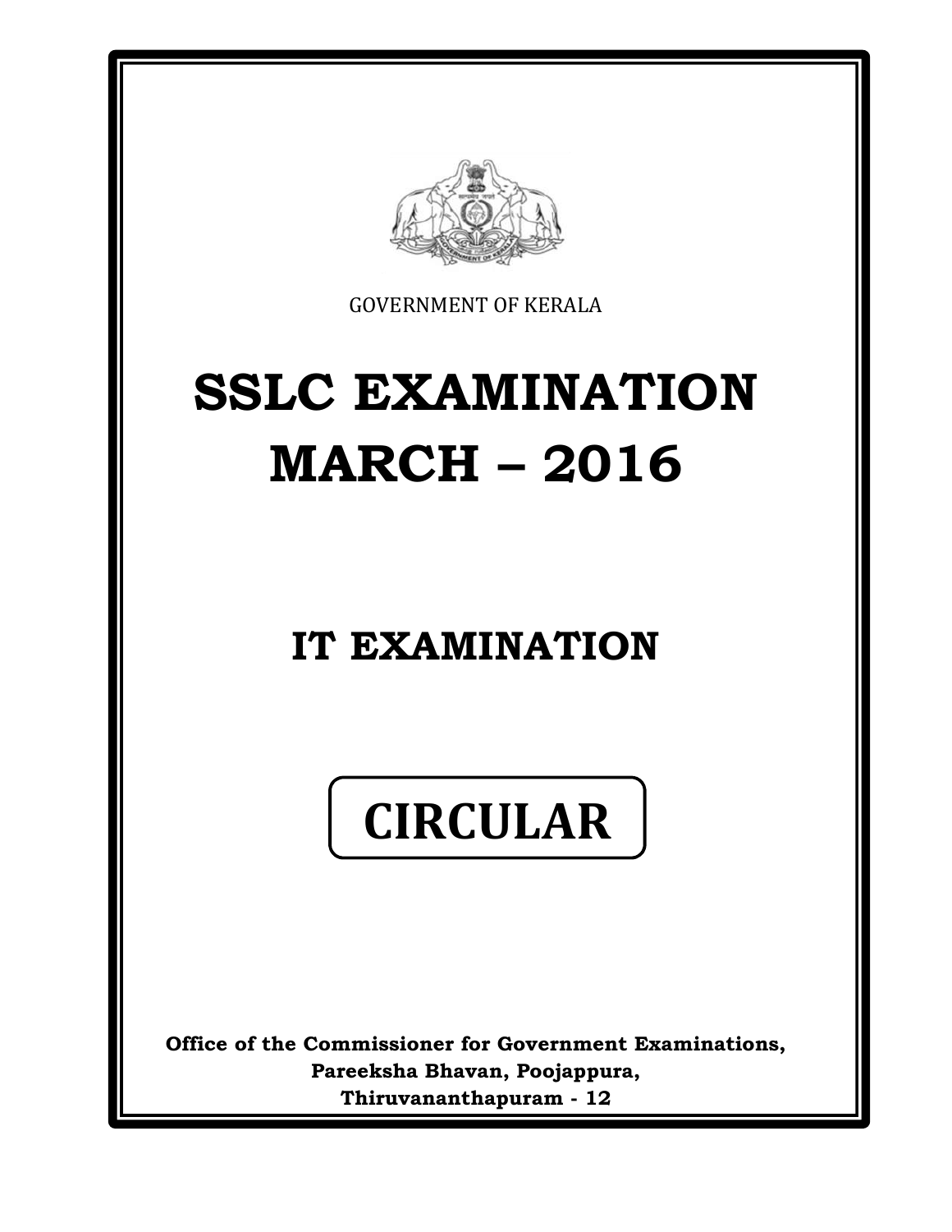GOVERNMENT OF KERALA

# SSLC EXAMINATION MARCH – 2016

## IT EXAMINATION

## CIRCULAR

**Office of the Commissioner for Government Examinations,**
**Pareeksha Bhavan, Poojappura,**
**Thiruvananthapuram - 12**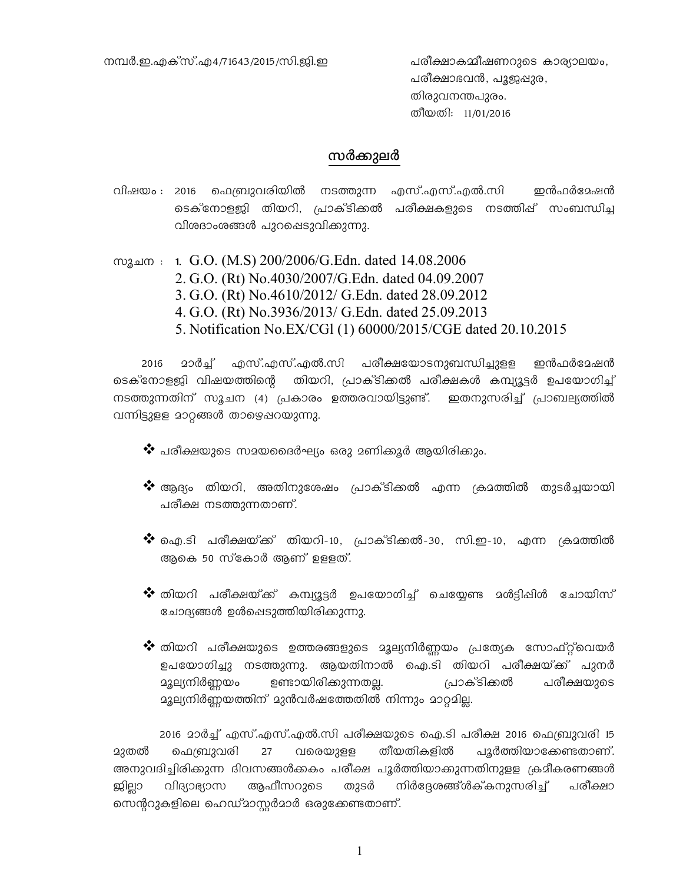നമ്പർ.ഇ.എക്സ്.എ4/71643/2015/സി.ജി.ഇ

പരീക്ഷാകമ്മീഷണറുടെ കാര്യാലയം,
പരീക്ഷാഭവൻ, പൂജപ്പുര,
തിരുവനന്തപുരം.
തീയതി: 11/01/2016

## സർക്കുലർ

വിഷയം : 2016 ഫെബ്രുവരിയിൽ നടത്തുന്ന എസ്.എസ്.എൽ.സി ഇൻഫർമേഷൻ ടെക്നോളജി തിയറി, പ്രാക്ടിക്കൽ പരീക്ഷകളുടെ നടത്തിപ്പ് സംബന്ധിച്ച വിശദാംശങ്ങൾ പുറപ്പെടുവിക്കുന്നു.

സൂചന :
1. G.O. (M.S) 200/2006/G.Edn. dated 14.08.2006
2. G.O. (Rt) No.4030/2007/G.Edn. dated 04.09.2007
3. G.O. (Rt) No.4610/2012/ G.Edn. dated 28.09.2012
4. G.O. (Rt) No.3936/2013/ G.Edn. dated 25.09.2013
5. Notification No.EX/CGl (1) 60000/2015/CGE dated 20.10.2015

2016 മാർച്ച് എസ്.എസ്.എൽ.സി പരീക്ഷയോടനുബന്ധിച്ചുള്ള ഇൻഫർമേഷൻ ടെക്നോളജി വിഷയത്തിന്റെ തിയറി, പ്രാക്ടിക്കൽ പരീക്ഷകൾ കമ്പ്യൂട്ടർ ഉപയോഗിച്ച് നടത്തുന്നതിന് സൂചന (4) പ്രകാരം ഉത്തരവായിട്ടുണ്ട്. ഇതനുസരിച്ച് പ്രാബല്യത്തിൽ വന്നിട്ടുള്ള മാറ്റങ്ങൾ താഴെപ്പറയുന്നു.

- പരീക്ഷയുടെ സമയദൈർഘ്യം ഒരു മണിക്കൂർ ആയിരിക്കും.
- ആദ്യം തിയറി, അതിനുശേഷം പ്രാക്ടിക്കൽ എന്ന ക്രമത്തിൽ തുടർച്ചയായി പരീക്ഷ നടത്തുന്നതാണ്.
- ഐ.ടി പരീക്ഷയ്ക്ക് തിയറി-10, പ്രാക്ടിക്കൽ-30, സി.ഇ-10, എന്ന ക്രമത്തിൽ ആകെ 50 സ്കോർ ആണ് ഉള്ളത്.
- തിയറി പരീക്ഷയ്ക്ക് കമ്പ്യൂട്ടർ ഉപയോഗിച്ച് ചെയ്യേണ്ട മൾട്ടിപ്പിൾ ചോയിസ് ചോദ്യങ്ങൾ ഉൾപ്പെടുത്തിയിരിക്കുന്നു.
- തിയറി പരീക്ഷയുടെ ഉത്തരങ്ങളുടെ മൂല്യനിർണ്ണയം പ്രത്യേക സോഫ്റ്റ്വെയർ ഉപയോഗിച്ചു നടത്തുന്നു. ആയതിനാൽ ഐ.ടി തിയറി പരീക്ഷയ്ക്ക് പുനർ മൂല്യനിർണ്ണയം ഉണ്ടായിരിക്കുന്നതല്ല. പ്രാക്ടിക്കൽ പരീക്ഷയുടെ മൂല്യനിർണ്ണയത്തിന് മുൻവർഷത്തേതിൽ നിന്നും മാറ്റമില്ല.

2016 മാർച്ച് എസ്.എസ്.എൽ.സി പരീക്ഷയുടെ ഐ.ടി പരീക്ഷ 2016 ഫെബ്രുവരി 15 മുതൽ ഫെബ്രുവരി 27 വരെയുള്ള തീയതികളിൽ പൂർത്തിയാക്കേണ്ടതാണ്. അനുവദിച്ചിരിക്കുന്ന ദിവസങ്ങൾക്കകം പരീക്ഷ പൂർത്തിയാക്കുന്നതിനുള്ള ക്രമീകരണങ്ങൾ ജില്ലാ വിദ്യാഭ്യാസ ആഫീസറുടെ തുടർ നിർദ്ദേശങ്ങൾക്കനുസരിച്ച് പരീക്ഷാ സെന്ററുകളിലെ ഹെഡ്മാസ്റ്റർമാർ ഒരുക്കേണ്ടതാണ്.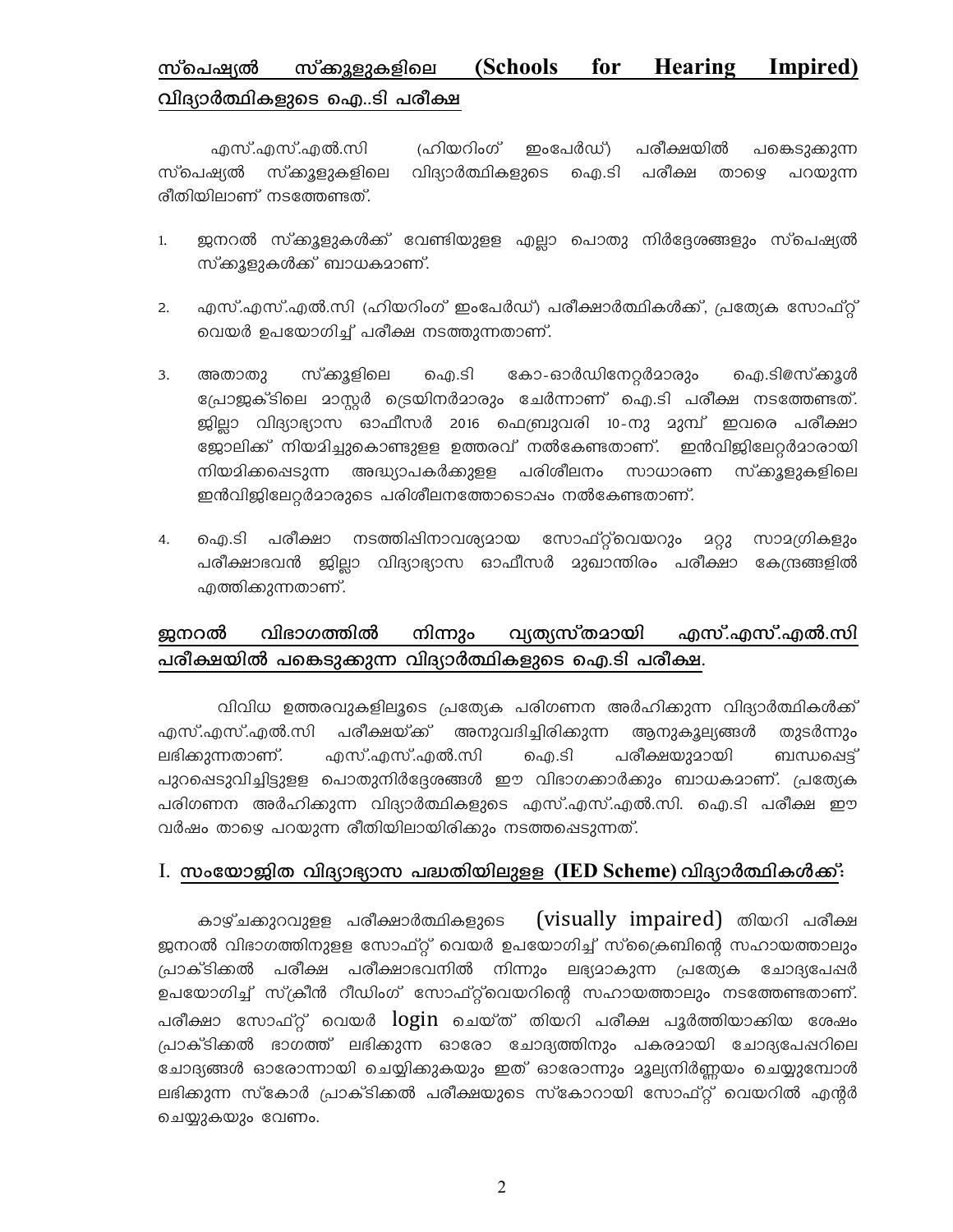## സ്പെഷ്യൽ സ്കൂളുകളിലെ (Schools for Hearing Impired) വിദ്യാർത്ഥികളുടെ ഐ..ടി പരീക്ഷ

എസ്.എസ്.എൽ.സി (ഹിയറിംഗ് ഇംപേർഡ്) പരീക്ഷയിൽ പങ്കെടുക്കുന്ന സ്പെഷ്യൽ സ്കൂളുകളിലെ വിദ്യാർത്ഥികളുടെ ഐ.ടി പരീക്ഷ താഴെ പറയുന്ന രീതിയിലാണ് നടത്തേണ്ടത്.

1. ജനറൽ സ്കൂളുകൾക്ക് വേണ്ടിയുള്ള എല്ലാ പൊതു നിർദ്ദേശങ്ങളും സ്പെഷ്യൽ സ്കൂളുകൾക്ക് ബാധകമാണ്.

2. എസ്.എസ്.എൽ.സി (ഹിയറിംഗ് ഇംപേർഡ്) പരീക്ഷാർത്ഥികൾക്ക്, പ്രത്യേക സോഫ്റ്റ് വെയർ ഉപയോഗിച്ച് പരീക്ഷ നടത്തുന്നതാണ്.

3. അതാതു സ്കൂളിലെ ഐ.ടി കോ-ഓർഡിനേറ്റർമാരും ഐ.ടി@സ്കൂൾ പ്രോജക്ടിലെ മാസ്റ്റർ ട്രെയിനർമാരും ചേർന്നാണ് ഐ.ടി പരീക്ഷ നടത്തേണ്ടത്. ജില്ലാ വിദ്യാഭ്യാസ ഓഫീസർ 2016 ഫെബ്രുവരി 10-നു മുമ്പ് ഇവരെ പരീക്ഷാ ജോലിക്ക് നിയമിച്ചുകൊണ്ടുള്ള ഉത്തരവ് നൽകേണ്ടതാണ്. ഇൻവിജിലേറ്റർമാരായി നിയമിക്കപ്പെടുന്ന അദ്ധ്യാപകർക്കുള്ള പരിശീലനം സാധാരണ സ്കൂളുകളിലെ ഇൻവിജിലേറ്റർമാരുടെ പരിശീലനത്തോടൊപ്പം നൽകേണ്ടതാണ്.

4. ഐ.ടി പരീക്ഷാ നടത്തിപ്പിനാവശ്യമായ സോഫ്റ്റ്‌വെയറും മറ്റു സാമഗ്രികളും പരീക്ഷാഭവൻ ജില്ലാ വിദ്യാഭ്യാസ ഓഫീസർ മുഖാന്തിരം പരീക്ഷാ കേന്ദ്രങ്ങളിൽ എത്തിക്കുന്നതാണ്.

## ജനറൽ വിഭാഗത്തിൽ നിന്നും വ്യത്യസ്തമായി എസ്.എസ്.എൽ.സി പരീക്ഷയിൽ പങ്കെടുക്കുന്ന വിദ്യാർത്ഥികളുടെ ഐ.ടി പരീക്ഷ.

വിവിധ ഉത്തരവുകളിലൂടെ പ്രത്യേക പരിഗണന അർഹിക്കുന്ന വിദ്യാർത്ഥികൾക്ക് എസ്.എസ്.എൽ.സി പരീക്ഷയ്ക്ക് അനുവദിച്ചിരിക്കുന്ന ആനുകൂല്യങ്ങൾ തുടർന്നും ലഭിക്കുന്നതാണ്. എസ്.എസ്.എൽ.സി ഐ.ടി പരീക്ഷയുമായി ബന്ധപ്പെട്ട് പുറപ്പെടുവിച്ചിട്ടുള്ള പൊതുനിർദ്ദേശങ്ങൾ ഈ വിഭാഗക്കാർക്കും ബാധകമാണ്. പ്രത്യേക പരിഗണന അർഹിക്കുന്ന വിദ്യാർത്ഥികളുടെ എസ്.എസ്.എൽ.സി. ഐ.ടി പരീക്ഷ ഈ വർഷം താഴെ പറയുന്ന രീതിയിലായിരിക്കും നടത്തപ്പെടുന്നത്.

### I. സംയോജിത വിദ്യാഭ്യാസ പദ്ധതിയിലുള്ള (IED Scheme) വിദ്യാർത്ഥികൾക്ക്:

കാഴ്ചക്കുറവുള്ള പരീക്ഷാർത്ഥികളുടെ (visually impaired) തിയറി പരീക്ഷ ജനറൽ വിഭാഗത്തിനുള്ള സോഫ്റ്റ് വെയർ ഉപയോഗിച്ച് സ്ക്രൈബിന്റെ സഹായത്താലും പ്രാക്ടിക്കൽ പരീക്ഷ പരീക്ഷാഭവനിൽ നിന്നും ലഭ്യമാകുന്ന പ്രത്യേക ചോദ്യപേപ്പർ ഉപയോഗിച്ച് സ്ക്രീൻ റീഡിംഗ് സോഫ്റ്റ്‌വെയറിന്റെ സഹായത്താലും നടത്തേണ്ടതാണ്. പരീക്ഷാ സോഫ്റ്റ് വെയർ login ചെയ്ത് തിയറി പരീക്ഷ പൂർത്തിയാക്കിയ ശേഷം പ്രാക്ടിക്കൽ ഭാഗത്ത് ലഭിക്കുന്ന ഓരോ ചോദ്യത്തിനും പകരമായി ചോദ്യപേപ്പറിലെ ചോദ്യങ്ങൾ ഓരോന്നായി ചെയ്യിക്കുകയും ഇത് ഓരോന്നും മൂല്യനിർണ്ണയം ചെയ്യുമ്പോൾ ലഭിക്കുന്ന സ്കോർ പ്രാക്ടിക്കൽ പരീക്ഷയുടെ സ്കോറായി സോഫ്റ്റ് വെയറിൽ എന്റർ ചെയ്യുകയും വേണം.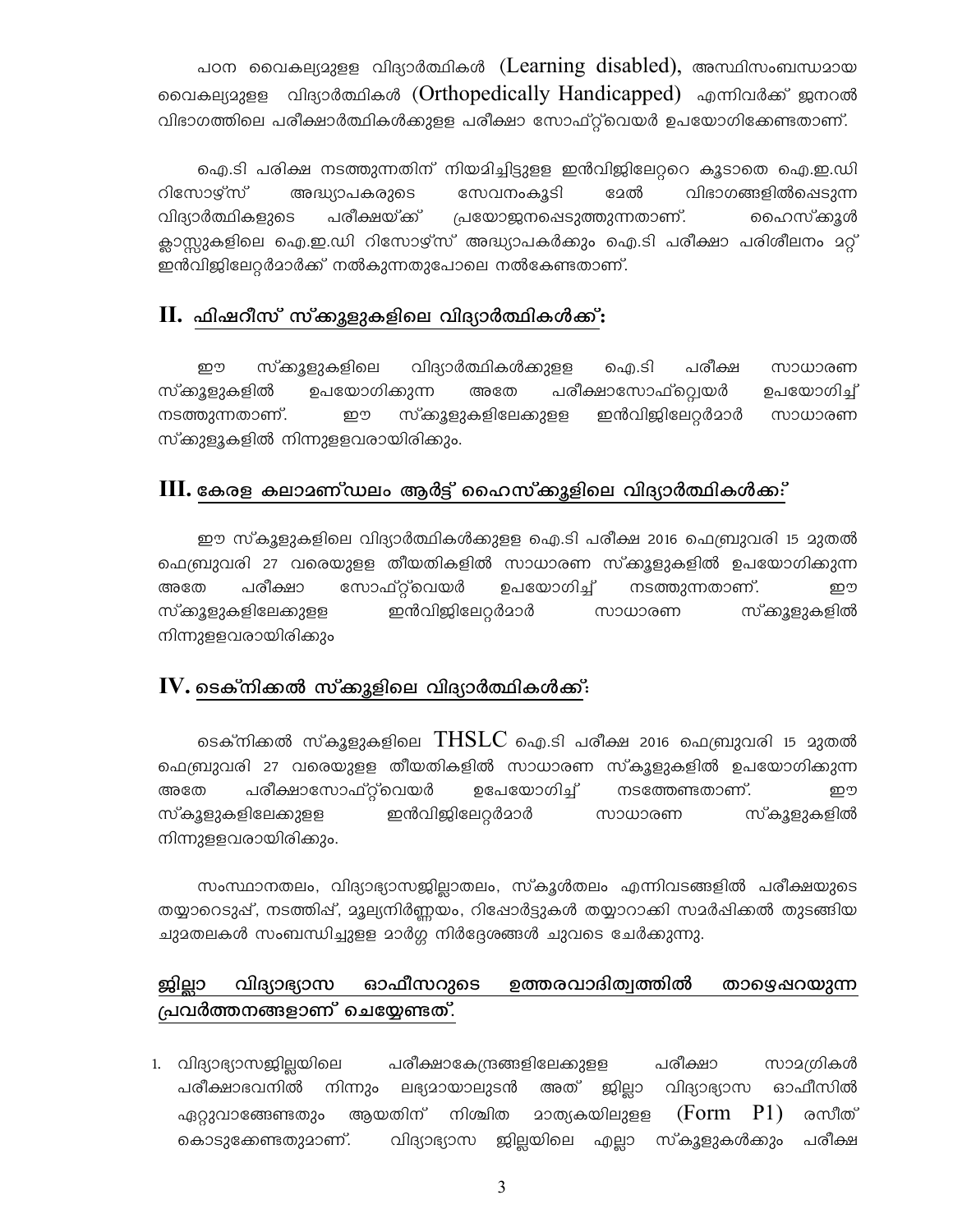പഠന വൈകല്യമുള്ള വിദ്യാർത്ഥികൾ (Learning disabled), അസ്ഥിസംബന്ധമായ വൈകല്യമുള്ള വിദ്യാർത്ഥികൾ (Orthopedically Handicapped) എന്നിവർക്ക് ജനറൽ വിഭാഗത്തിലെ പരീക്ഷാർത്ഥികൾക്കുള്ള പരീക്ഷാ സോഫ്റ്റ്‌വെയർ ഉപയോഗിക്കേണ്ടതാണ്.

ഐ.ടി പരിക്ഷ നടത്തുന്നതിന് നിയമിച്ചിട്ടുള്ള ഇൻവിജിലേറ്ററെ കൂടാതെ ഐ.ഇ.ഡി റിസോഴ്സ് അദ്ധ്യാപകരുടെ സേവനംകൂടി മേൽ വിഭാഗങ്ങളിൽപ്പെടുന്ന വിദ്യാർത്ഥികളുടെ പരീക്ഷയ്ക്ക് പ്രയോജനപ്പെടുത്തുന്നതാണ്. ഹൈസ്ക്കൂൾ ക്ലാസ്സുകളിലെ ഐ.ഇ.ഡി റിസോഴ്സ് അദ്ധ്യാപകർക്കും ഐ.ടി പരീക്ഷാ പരിശീലനം മറ്റ് ഇൻവിജിലേറ്റർമാർക്ക് നൽകുന്നതുപോലെ നൽകേണ്ടതാണ്.

## II. ഫിഷറീസ് സ്ക്കൂളുകളിലെ വിദ്യാർത്ഥികൾക്ക്:

ഈ സ്ക്കൂളുകളിലെ വിദ്യാർത്ഥികൾക്കുള്ള ഐ.ടി പരീക്ഷ സാധാരണ സ്ക്കൂളുകളിൽ ഉപയോഗിക്കുന്ന അതേ പരീക്ഷാസോഫ്റ്റ്വെയർ ഉപയോഗിച്ച് നടത്തുന്നതാണ്. ഈ സ്ക്കൂളുകളിലേക്കുള്ള ഇൻവിജിലേറ്റർമാർ സാധാരണ സ്ക്കുളൂകളിൽ നിന്നുള്ളവരായിരിക്കും.

## III. കേരള കലാമണ്ഡലം ആർട്ട് ഹൈസ്ക്കൂളിലെ വിദ്യാർത്ഥികൾക്ക:

ഈ സ്കൂളുകളിലെ വിദ്യാർത്ഥികൾക്കുള്ള ഐ.ടി പരീക്ഷ 2016 ഫെബ്രുവരി 15 മുതൽ ഫെബ്രുവരി 27 വരെയുള്ള തീയതികളിൽ സാധാരണ സ്ക്കൂളുകളിൽ ഉപയോഗിക്കുന്ന അതേ പരീക്ഷാ സോഫ്റ്റ്‌വെയർ ഉപയോഗിച്ച് നടത്തുന്നതാണ്. ഈ സ്ക്കൂളുകളിലേക്കുള്ള ഇൻവിജിലേറ്റർമാർ സാധാരണ സ്ക്കൂളുകളിൽ നിന്നുള്ളവരായിരിക്കും

## IV. ടെക്നിക്കൽ സ്ക്കൂളിലെ വിദ്യാർത്ഥികൾക്ക്:

ടെക്നിക്കൽ സ്കൂളുകളിലെ THSLC ഐ.ടി പരീക്ഷ 2016 ഫെബ്രുവരി 15 മുതൽ ഫെബ്രുവരി 27 വരെയുള്ള തീയതികളിൽ സാധാരണ സ്കൂളുകളിൽ ഉപയോഗിക്കുന്ന അതേ പരീക്ഷാസോഫ്റ്റ്‌വെയർ ഉപേയോഗിച്ച് നടത്തേണ്ടതാണ്. ഈ സ്കൂളുകളിലേക്കുള്ള ഇൻവിജിലേറ്റർമാർ സാധാരണ സ്കൂളുകളിൽ നിന്നുള്ളവരായിരിക്കും.

സംസ്ഥാനതലം, വിദ്യാഭ്യാസജില്ലാതലം, സ്കൂൾതലം എന്നിവടങ്ങളിൽ പരീക്ഷയുടെ തയ്യാറെടുപ്പ്, നടത്തിപ്പ്, മൂല്യനിർണ്ണയം, റിപ്പോർട്ടുകൾ തയ്യാറാക്കി സമർപ്പിക്കൽ തുടങ്ങിയ ചുമതലകൾ സംബന്ധിച്ചുള്ള മാർഗ്ഗ നിർദ്ദേശങ്ങൾ ചുവടെ ചേർക്കുന്നു.

**ജില്ലാ വിദ്യാഭ്യാസ ഓഫീസറുടെ ഉത്തരവാദിത്വത്തിൽ താഴെപ്പറയുന്ന പ്രവർത്തനങ്ങളാണ് ചെയ്യേണ്ടത്.**

1. വിദ്യാഭ്യാസജില്ലയിലെ പരീക്ഷാകേന്ദ്രങ്ങളിലേക്കുള്ള പരീക്ഷാ സാമഗ്രികൾ പരീക്ഷാഭവനിൽ നിന്നും ലഭ്യമായാലുടൻ അത് ജില്ലാ വിദ്യാഭ്യാസ ഓഫീസിൽ ഏറ്റുവാങ്ങേണ്ടതും ആയതിന് നിശ്ചിത മാതൃകയിലുള്ള (Form P1) രസീത് കൊടുക്കേണ്ടതുമാണ്. വിദ്യാഭ്യാസ ജില്ലയിലെ എല്ലാ സ്കൂളുകൾക്കും പരീക്ഷ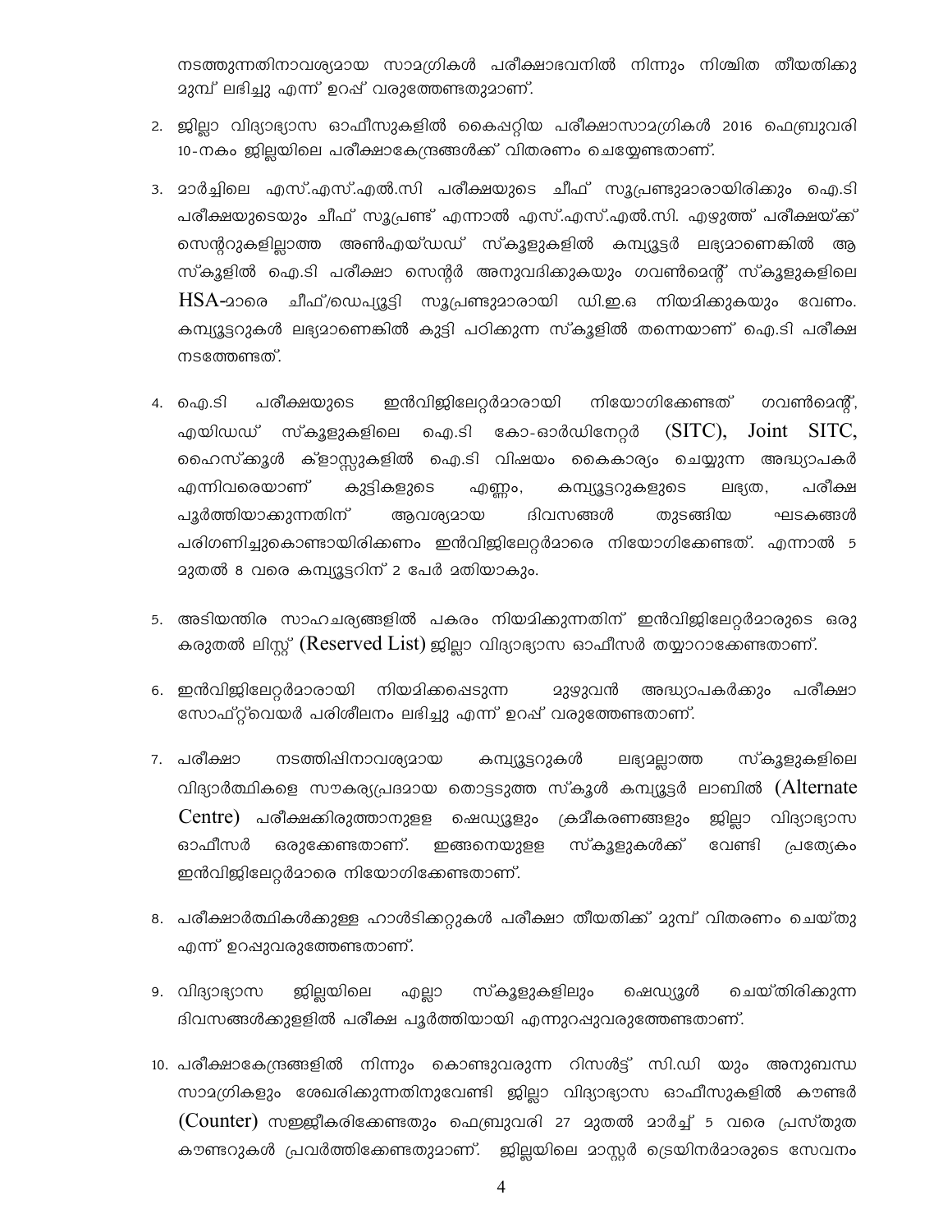നടത്തുന്നതിനാവശ്യമായ സാമഗ്രികൾ പരീക്ഷാഭവനിൽ നിന്നും നിശ്ചിത തീയതിക്കു മുമ്പ് ലഭിച്ചു എന്ന് ഉറപ്പ് വരുത്തേണ്ടതുമാണ്.

2. ജില്ലാ വിദ്യാഭ്യാസ ഓഫീസുകളിൽ കൈപ്പറ്റിയ പരീക്ഷാസാമഗ്രികൾ 2016 ഫെബ്രുവരി 10-നകം ജില്ലയിലെ പരീക്ഷാകേന്ദ്രങ്ങൾക്ക് വിതരണം ചെയ്യേണ്ടതാണ്.

3. മാർച്ചിലെ എസ്.എസ്.എൽ.സി പരീക്ഷയുടെ ചീഫ് സൂപ്രണ്ടുമാരായിരിക്കും ഐ.ടി പരീക്ഷയുടെയും ചീഫ് സൂപ്രണ്ട് എന്നാൽ എസ്.എസ്.എൽ.സി. എഴുത്ത് പരീക്ഷയ്ക്ക് സെന്ററുകളില്ലാത്ത അൺഎയ്ഡഡ് സ്കൂളുകളിൽ കമ്പ്യൂട്ടർ ലഭ്യമാണെങ്കിൽ ആ സ്കൂളിൽ ഐ.ടി പരീക്ഷാ സെന്റർ അനുവദിക്കുകയും ഗവൺമെന്റ് സ്കൂളുകളിലെ HSA-മാരെ ചീഫ്/ഡെപ്യൂട്ടി സൂപ്രണ്ടുമാരായി ഡി.ഇ.ഒ നിയമിക്കുകയും വേണം. കമ്പ്യൂട്ടറുകൾ ലഭ്യമാണെങ്കിൽ കുട്ടി പഠിക്കുന്ന സ്കൂളിൽ തന്നെയാണ് ഐ.ടി പരീക്ഷ നടത്തേണ്ടത്.

4. ഐ.ടി പരീക്ഷയുടെ ഇൻവിജിലേറ്റർമാരായി നിയോഗിക്കേണ്ടത് ഗവൺമെന്റ്, എയിഡഡ് സ്കൂളുകളിലെ ഐ.ടി കോ-ഓർഡിനേറ്റർ (SITC), Joint SITC, ഹൈസ്ക്കൂൾ ക്ളാസ്സുകളിൽ ഐ.ടി വിഷയം കൈകാര്യം ചെയ്യുന്ന അദ്ധ്യാപകർ എന്നിവരെയാണ് കുട്ടികളുടെ എണ്ണം, കമ്പ്യൂട്ടറുകളുടെ ലഭ്യത, പരീക്ഷ പൂർത്തിയാക്കുന്നതിന് ആവശ്യമായ ദിവസങ്ങൾ തുടങ്ങിയ ഘടകങ്ങൾ പരിഗണിച്ചുകൊണ്ടായിരിക്കണം ഇൻവിജിലേറ്റർമാരെ നിയോഗിക്കേണ്ടത്. എന്നാൽ 5 മുതൽ 8 വരെ കമ്പ്യൂട്ടറിന് 2 പേർ മതിയാകും.

5. അടിയന്തിര സാഹചര്യങ്ങളിൽ പകരം നിയമിക്കുന്നതിന് ഇൻവിജിലേറ്റർമാരുടെ ഒരു കരുതൽ ലിസ്റ്റ് (Reserved List) ജില്ലാ വിദ്യാഭ്യാസ ഓഫീസർ തയ്യാറാക്കേണ്ടതാണ്.

6. ഇൻവിജിലേറ്റർമാരായി നിയമിക്കപ്പെടുന്ന മുഴുവൻ അദ്ധ്യാപകർക്കും പരീക്ഷാ സോഫ്റ്റ്‌വെയർ പരിശീലനം ലഭിച്ചു എന്ന് ഉറപ്പ് വരുത്തേണ്ടതാണ്.

7. പരീക്ഷാ നടത്തിപ്പിനാവശ്യമായ കമ്പ്യൂട്ടറുകൾ ലഭ്യമല്ലാത്ത സ്കൂളുകളിലെ വിദ്യാർത്ഥികളെ സൗകര്യപ്രദമായ തൊട്ടടുത്ത സ്കൂൾ കമ്പ്യൂട്ടർ ലാബിൽ (Alternate Centre) പരീക്ഷക്കിരുത്താനുളള ഷെഡ്യൂളും ക്രമീകരണങ്ങളും ജില്ലാ വിദ്യാഭ്യാസ ഓഫീസർ ഒരുക്കേണ്ടതാണ്. ഇങ്ങനെയുളള സ്കൂളുകൾക്ക് വേണ്ടി പ്രത്യേകം ഇൻവിജിലേറ്റർമാരെ നിയോഗിക്കേണ്ടതാണ്.

8. പരീക്ഷാർത്ഥികൾക്കുള്ള ഹാൾടിക്കറ്റുകൾ പരീക്ഷാ തീയതിക്ക് മുമ്പ് വിതരണം ചെയ്തു എന്ന് ഉറപ്പുവരുത്തേണ്ടതാണ്.

9. വിദ്യാഭ്യാസ ജില്ലയിലെ എല്ലാ സ്കൂളുകളിലും ഷെഡ്യൂൾ ചെയ്തിരിക്കുന്ന ദിവസങ്ങൾക്കുളളിൽ പരീക്ഷ പൂർത്തിയായി എന്നുറപ്പുവരുത്തേണ്ടതാണ്.

10. പരീക്ഷാകേന്ദ്രങ്ങളിൽ നിന്നും കൊണ്ടുവരുന്ന റിസൾട്ട് സി.ഡി യും അനുബന്ധ സാമഗ്രികളും ശേഖരിക്കുന്നതിനുവേണ്ടി ജില്ലാ വിദ്യാഭ്യാസ ഓഫീസുകളിൽ കൗണ്ടർ (Counter) സജ്ജീകരിക്കേണ്ടതും ഫെബ്രുവരി 27 മുതൽ മാർച്ച് 5 വരെ പ്രസ്തുത കൗണ്ടറുകൾ പ്രവർത്തിക്കേണ്ടതുമാണ്. ജില്ലയിലെ മാസ്റ്റർ ട്രെയിനർമാരുടെ സേവനം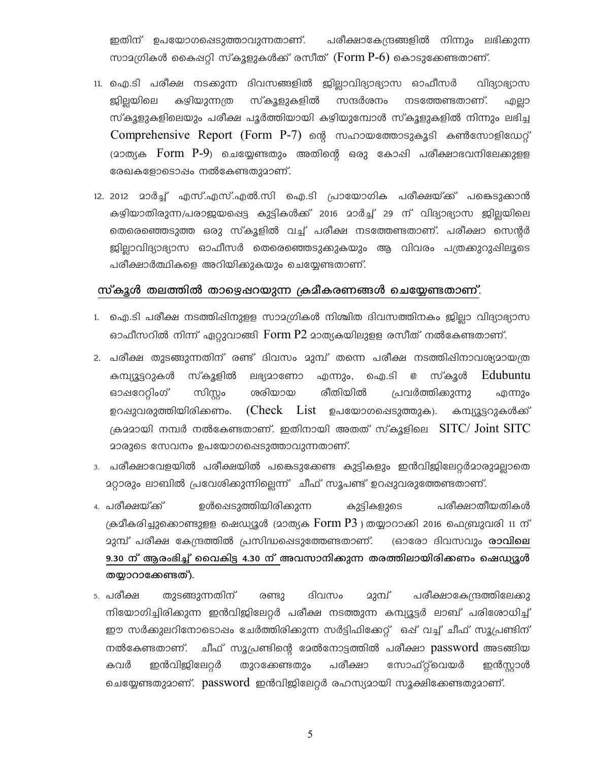ഇതിന് ഉപയോഗപ്പെടുത്താവുന്നതാണ്. പരീക്ഷാകേന്ദ്രങ്ങളിൽ നിന്നും ലഭിക്കുന്ന സാമഗ്രികൾ കൈപ്പറ്റി സ്കൂളുകൾക്ക് രസീത് (Form P-6) കൊടുക്കേണ്ടതാണ്.

11. ഐ.ടി പരീക്ഷ നടക്കുന്ന ദിവസങ്ങളിൽ ജില്ലാവിദ്യാഭ്യാസ ഓഫീസർ വിദ്യാഭ്യാസ ജില്ലയിലെ കഴിയുന്നത്ര സ്കൂളുകളിൽ സന്ദർശനം നടത്തേണ്ടതാണ്. എല്ലാ സ്കൂളുകളിലെയും പരീക്ഷ പൂർത്തിയായി കഴിയുമ്പോൾ സ്കൂളുകളിൽ നിന്നും ലഭിച്ച Comprehensive Report (Form P-7) ന്റെ സഹായത്തോടുകൂടി കൺസോളിഡേറ്റ് (മാതൃക Form P-9) ചെയ്യേണ്ടതും അതിന്റെ ഒരു കോപ്പി പരീക്ഷാഭവനിലേക്കുള്ള രേഖകളോടൊപ്പം നൽകേണ്ടതുമാണ്.

12. 2012 മാർച്ച് എസ്.എസ്.എൽ.സി ഐ.ടി പ്രായോഗിക പരീക്ഷയ്ക്ക് പങ്കെടുക്കാൻ കഴിയാതിരുന്ന/പരാജയപ്പെട്ട കുട്ടികൾക്ക് 2016 മാർച്ച് 29 ന് വിദ്യാഭ്യാസ ജില്ലയിലെ തെരഞ്ഞെടുത്ത ഒരു സ്കൂളിൽ വച്ച് പരീക്ഷ നടത്തേണ്ടതാണ്. പരീക്ഷാ സെന്റർ ജില്ലാവിദ്യാഭ്യാസ ഓഫീസർ തെരഞ്ഞെടുക്കുകയും ആ വിവരം പത്രക്കുറുപ്പിലൂടെ പരീക്ഷാർത്ഥികളെ അറിയിക്കുകയും ചെയ്യേണ്ടതാണ്.

## സ്കൂൾ തലത്തിൽ താഴെപ്പറയുന്ന ക്രമീകരണങ്ങൾ ചെയ്യേണ്ടതാണ്.

1. ഐ.ടി പരീക്ഷ നടത്തിപ്പിനുള്ള സാമഗ്രികൾ നിശ്ചിത ദിവസത്തിനകം ജില്ലാ വിദ്യാഭ്യാസ ഓഫീസറിൽ നിന്ന് ഏറ്റുവാങ്ങി Form P2 മാതൃകയിലുള്ള രസീത് നൽകേണ്ടതാണ്.
2. പരീക്ഷ തുടങ്ങുന്നതിന് രണ്ട് ദിവസം മുമ്പ് തന്നെ പരീക്ഷ നടത്തിപ്പിനാവശ്യമായത്ര കമ്പ്യൂട്ടറുകൾ സ്കൂളിൽ ലഭ്യമാണോ എന്നും, ഐ.ടി @ സ്കൂൾ Edubuntu ഓപ്പറേറ്റിംഗ് സിസ്റ്റം ശരിയായ രീതിയിൽ പ്രവർത്തിക്കുന്നു എന്നും ഉറപ്പുവരുത്തിയിരിക്കണം. (Check List ഉപയോഗപ്പെടുത്തുക). കമ്പ്യൂട്ടറുകൾക്ക് ക്രമമായി നമ്പർ നൽകേണ്ടതാണ്. ഇതിനായി അതത് സ്കൂളിലെ SITC/ Joint SITC മാരുടെ സേവനം ഉപയോഗപ്പെടുത്താവുന്നതാണ്.
3. പരീക്ഷാവേളയിൽ പരീക്ഷയിൽ പങ്കെടുക്കേണ്ട കുട്ടികളും ഇൻവിജിലേറ്റർമാരുമല്ലാതെ മറ്റാരും ലാബിൽ പ്രവേശിക്കുന്നില്ലെന്ന് ചീഫ് സൂപ്രണ്ട് ഉറപ്പുവരുത്തേണ്ടതാണ്.
4. പരീക്ഷയ്ക്ക് ഉൾപ്പെടുത്തിയിരിക്കുന്ന കുട്ടികളുടെ പരീക്ഷാതീയതികൾ ക്രമീകരിച്ചുകൊണ്ടുള്ള ഷെഡ്യൂൾ (മാതൃക Form P3 ) തയ്യാറാക്കി 2016 ഫെബ്രുവരി 11 ന് മുമ്പ് പരീക്ഷ കേന്ദ്രത്തിൽ പ്രസിദ്ധപ്പെടുത്തേണ്ടതാണ്. (ഓരോ ദിവസവും **രാവിലെ 9.30 ന് ആരംഭിച്ച് വൈകിട്ട 4.30 ന് അവസാനിക്കുന്ന തരത്തിലായിരിക്കണം ഷെഡ്യൂൾ തയ്യാറാക്കേണ്ടത്).**
5. പരീക്ഷ തുടങ്ങുന്നതിന് രണ്ടു ദിവസം മുമ്പ് പരീക്ഷാകേന്ദ്രത്തിലേക്കു നിയോഗിച്ചിരിക്കുന്ന ഇൻവിജിലേറ്റർ പരീക്ഷ നടത്തുന്ന കമ്പ്യൂട്ടർ ലാബ് പരിശോധിച്ച് ഈ സർക്കുലറിനോടൊപ്പം ചേർത്തിരിക്കുന്ന സർട്ടിഫിക്കേറ്റ് ഒപ്പ് വച്ച് ചീഫ് സൂപ്രണ്ടിന് നൽകേണ്ടതാണ്. ചീഫ് സൂപ്രണ്ടിന്റെ മേൽനോട്ടത്തിൽ പരീക്ഷാ password അടങ്ങിയ കവർ ഇൻവിജിലേറ്റർ തുറക്കേണ്ടതും പരീക്ഷാ സോഫ്റ്റ്‌വെയർ ഇൻസ്റ്റാൾ ചെയ്യേണ്ടതുമാണ്. password ഇൻവിജിലേറ്റർ രഹസ്യമായി സൂക്ഷിക്കേണ്ടതുമാണ്.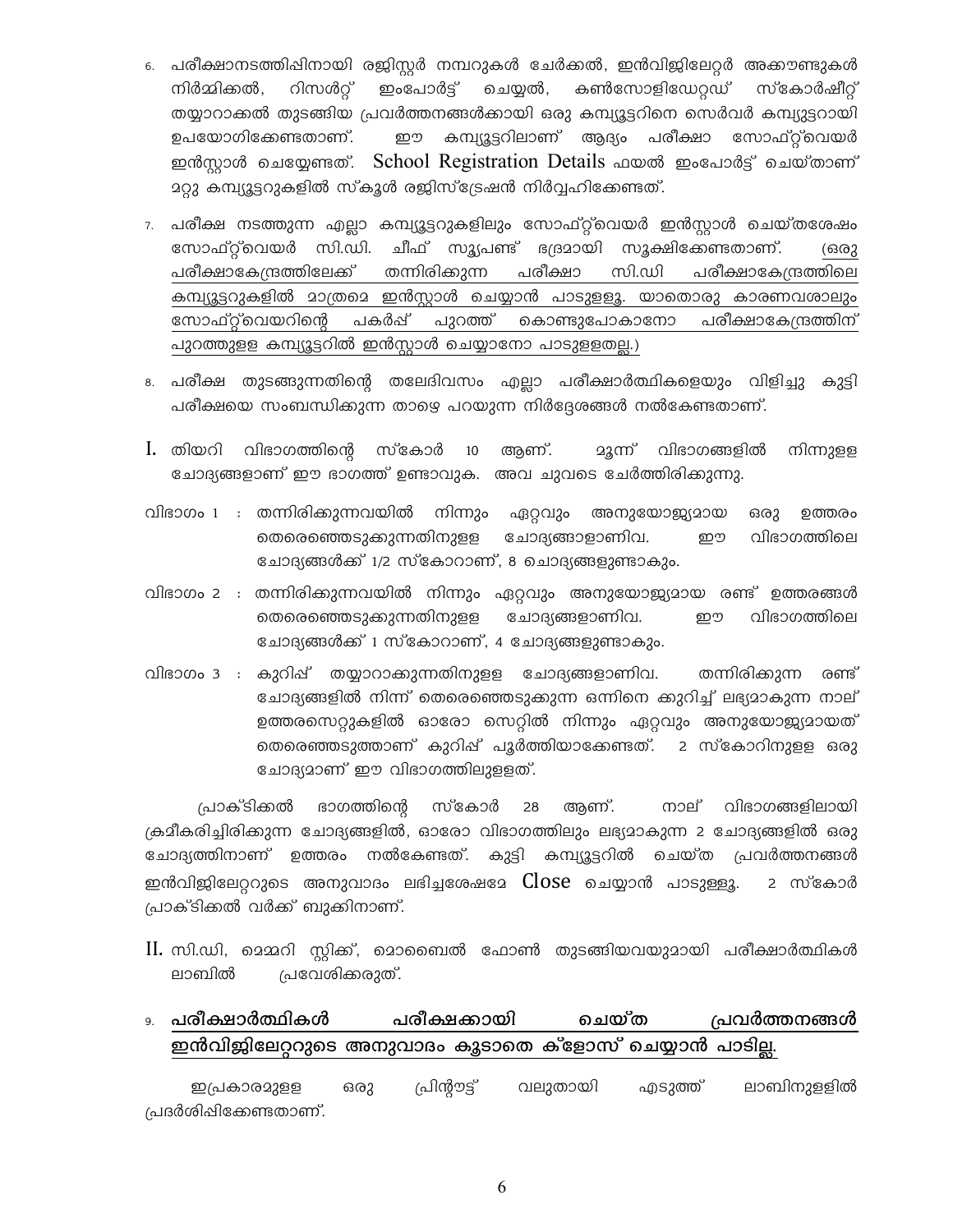6. പരീക്ഷാനടത്തിപ്പിനായി രജിസ്റ്റർ നമ്പറുകൾ ചേർക്കൽ, ഇൻവിജിലേറ്റർ അക്കൗണ്ടുകൾ നിർമ്മിക്കൽ, റിസൾട്ട് ഇംപോർട്ട് ചെയ്യൽ, കൺസോളിഡേറ്റഡ് സ്കോർഷീറ്റ് തയ്യാറാക്കൽ തുടങ്ങിയ പ്രവർത്തനങ്ങൾക്കായി ഒരു കമ്പ്യൂട്ടറിനെ സെർവർ കമ്പ്യൂട്ടറായി ഉപയോഗിക്കേണ്ടതാണ്. ഈ കമ്പ്യൂട്ടറിലാണ് ആദ്യം പരീക്ഷാ സോഫ്റ്റ്‌വെയർ ഇൻസ്റ്റാൾ ചെയ്യേണ്ടത്. School Registration Details ഫയൽ ഇംപോർട്ട് ചെയ്താണ് മറ്റു കമ്പ്യൂട്ടറുകളിൽ സ്കൂൾ രജിസ്ട്രേഷൻ നിർവ്വഹിക്കേണ്ടത്.

7. പരീക്ഷ നടത്തുന്ന എല്ലാ കമ്പ്യൂട്ടറുകളിലും സോഫ്റ്റ്‌വെയർ ഇൻസ്റ്റാൾ ചെയ്തശേഷം സോഫ്റ്റ്‌വെയർ സി.ഡി. ചീഫ് സൂപ്രണ്ട് ഭദ്രമായി സൂക്ഷിക്കേണ്ടതാണ്. <u>(ഒരു പരീക്ഷാകേന്ദ്രത്തിലേക്ക് തന്നിരിക്കുന്ന പരീക്ഷാ സി.ഡി പരീക്ഷാകേന്ദ്രത്തിലെ കമ്പ്യൂട്ടറുകളിൽ മാത്രമേ ഇൻസ്റ്റാൾ ചെയ്യാൻ പാടുള്ളൂ. യാതൊരു കാരണവശാലും സോഫ്റ്റ്‌വെയറിന്റെ പകർപ്പ് പുറത്ത് കൊണ്ടുപോകാനോ പരീക്ഷാകേന്ദ്രത്തിന് പുറത്തുള്ള കമ്പ്യൂട്ടറിൽ ഇൻസ്റ്റാൾ ചെയ്യാനോ പാടുള്ളതല്ല.)</u>

8. പരീക്ഷ തുടങ്ങുന്നതിന്റെ തലേദിവസം എല്ലാ പരീക്ഷാർത്ഥികളെയും വിളിച്ചു കുട്ടി പരീക്ഷയെ സംബന്ധിക്കുന്ന താഴെ പറയുന്ന നിർദ്ദേശങ്ങൾ നൽകേണ്ടതാണ്.

I. തിയറി വിഭാഗത്തിന്റെ സ്കോർ 10 ആണ്. മൂന്ന് വിഭാഗങ്ങളിൽ നിന്നുള്ള ചോദ്യങ്ങളാണ് ഈ ഭാഗത്ത് ഉണ്ടാവുക. അവ ചുവടെ ചേർത്തിരിക്കുന്നു.

വിഭാഗം 1 : തന്നിരിക്കുന്നവയിൽ നിന്നും ഏറ്റവും അനുയോജ്യമായ ഒരു ഉത്തരം തെരെഞ്ഞെടുക്കുന്നതിനുള്ള ചോദ്യങ്ങാളാണിവ. ഈ വിഭാഗത്തിലെ ചോദ്യങ്ങൾക്ക് 1/2 സ്കോറാണ്, 8 ചൊദ്യങ്ങളുണ്ടാകും.

വിഭാഗം 2 : തന്നിരിക്കുന്നവയിൽ നിന്നും ഏറ്റവും അനുയോജ്യമായ രണ്ട് ഉത്തരങ്ങൾ തെരെഞ്ഞെടുക്കുന്നതിനുള്ള ചോദ്യങ്ങളാണിവ. ഈ വിഭാഗത്തിലെ ചോദ്യങ്ങൾക്ക് 1 സ്കോറാണ്, 4 ചോദ്യങ്ങളുണ്ടാകും.

വിഭാഗം 3 : കുറിപ്പ് തയ്യാറാക്കുന്നതിനുള്ള ചോദ്യങ്ങളാണിവ. തന്നിരിക്കുന്ന രണ്ട് ചോദ്യങ്ങളിൽ നിന്ന് തെരെഞ്ഞെടുക്കുന്ന ഒന്നിനെ കുറിച്ച് ലഭ്യമാകുന്ന നാല് ഉത്തരസെറ്റുകളിൽ ഓരോ സെറ്റിൽ നിന്നും ഏറ്റവും അനുയോജ്യമായത് തെരെഞ്ഞടുത്താണ് കുറിപ്പ് പൂർത്തിയാക്കേണ്ടത്. 2 സ്കോറിനുള്ള ഒരു ചോദ്യമാണ് ഈ വിഭാഗത്തിലുള്ളത്.

പ്രാക്ടിക്കൽ ഭാഗത്തിന്റെ സ്കോർ 28 ആണ്. നാല് വിഭാഗങ്ങളിലായി ക്രമീകരിച്ചിരിക്കുന്ന ചോദ്യങ്ങളിൽ, ഓരോ വിഭാഗത്തിലും ലഭ്യമാകുന്ന 2 ചോദ്യങ്ങളിൽ ഒരു ചോദ്യത്തിനാണ് ഉത്തരം നൽകേണ്ടത്. കുട്ടി കമ്പ്യൂട്ടറിൽ ചെയ്ത പ്രവർത്തനങ്ങൾ ഇൻവിജിലേറ്ററുടെ അനുവാദം ലഭിച്ചശേഷമേ Close ചെയ്യാൻ പാടുള്ളൂ. 2 സ്കോർ പ്രാക്ടിക്കൽ വർക്ക് ബുക്കിനാണ്.

II. സി.ഡി, മെമ്മറി സ്റ്റിക്ക്, മൊബൈൽ ഫോൺ തുടങ്ങിയവയുമായി പരീക്ഷാർത്ഥികൾ ലാബിൽ പ്രവേശിക്കരുത്.

9. **<u>പരീക്ഷാർത്ഥികൾ പരീക്ഷക്കായി ചെയ്ത പ്രവർത്തനങ്ങൾ ഇൻവിജിലേറ്ററുടെ അനുവാദം കൂടാതെ ക്ലോസ് ചെയ്യാൻ പാടില്ല.</u>**

ഇപ്രകാരമുള്ള ഒരു പ്രിന്റൗട്ട് വലുതായി എടുത്ത് ലാബിനുള്ളിൽ പ്രദർശിപ്പിക്കേണ്ടതാണ്.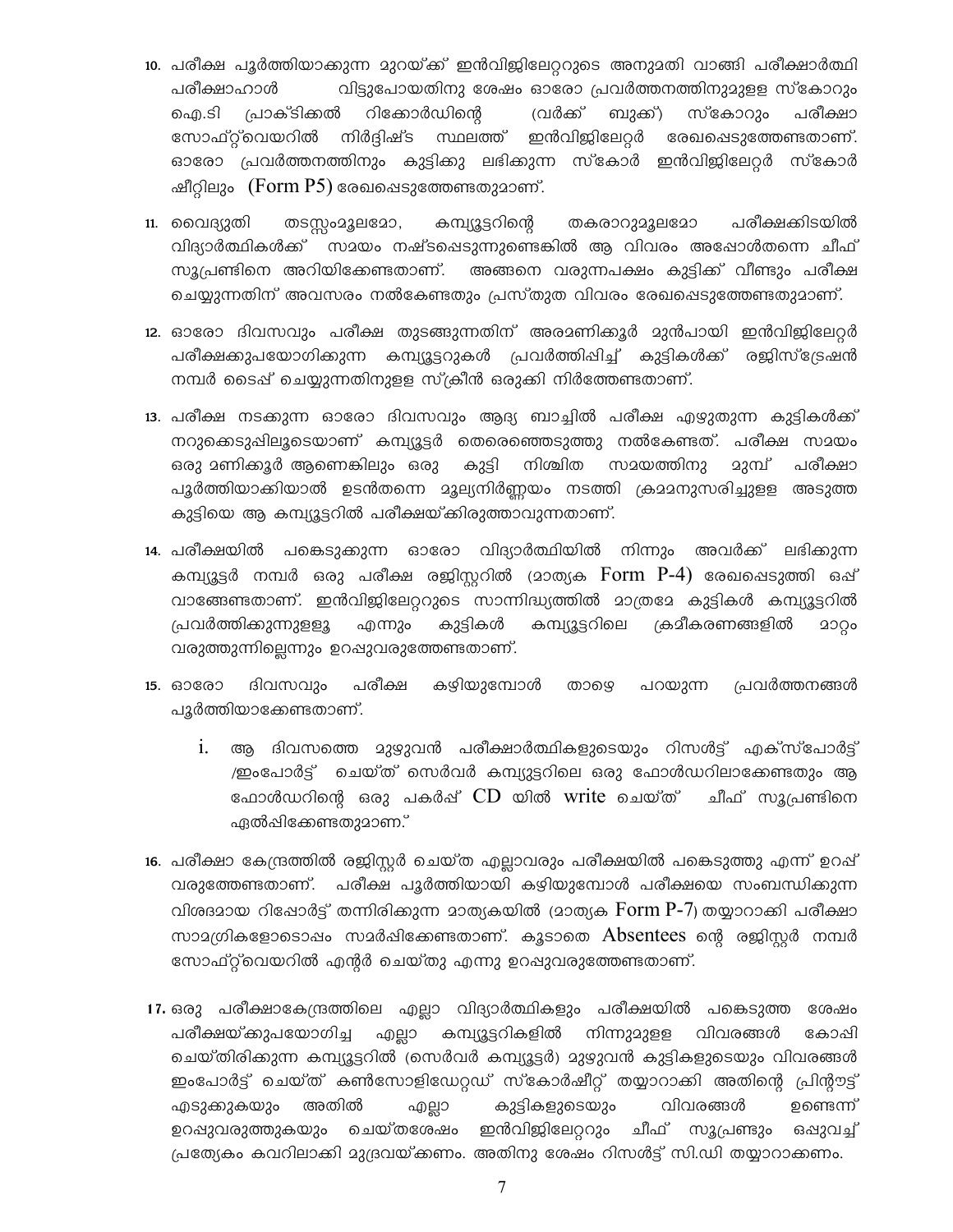10. പരീക്ഷ പൂർത്തിയാക്കുന്ന മുറയ്ക്ക് ഇൻവിജിലേറ്ററുടെ അനുമതി വാങ്ങി പരീക്ഷാർത്ഥി പരീക്ഷാഹാൾ വിട്ടുപോയതിനു ശേഷം ഓരോ പ്രവർത്തനത്തിനുമുളള സ്കോറും ഐ.ടി പ്രാക്ടിക്കൽ റിക്കോർഡിന്റെ (വർക്ക് ബുക്ക്) സ്കോറും പരീക്ഷാ സോഫ്റ്റ്‌വെയറിൽ നിർദ്ദിഷ്ട സ്ഥലത്ത് ഇൻവിജിലേറ്റർ രേഖപ്പെടുത്തേണ്ടതാണ്. ഓരോ പ്രവർത്തനത്തിനും കുട്ടിക്കു ലഭിക്കുന്ന സ്കോർ ഇൻവിജിലേറ്റർ സ്കോർ ഷീറ്റിലും (Form P5) രേഖപ്പെടുത്തേണ്ടതുമാണ്.

11. വൈദ്യുതി തടസ്സംമൂലമോ, കമ്പ്യൂട്ടറിന്റെ തകരാറുമൂലമോ പരീക്ഷക്കിടയിൽ വിദ്യാർത്ഥികൾക്ക് സമയം നഷ്ടപ്പെടുന്നുണ്ടെങ്കിൽ ആ വിവരം അപ്പോൾതന്നെ ചീഫ് സൂപ്രണ്ടിനെ അറിയിക്കേണ്ടതാണ്. അങ്ങനെ വരുന്നപക്ഷം കുട്ടിക്ക് വീണ്ടും പരീക്ഷ ചെയ്യുന്നതിന് അവസരം നൽകേണ്ടതും പ്രസ്തുത വിവരം രേഖപ്പെടുത്തേണ്ടതുമാണ്.

12. ഓരോ ദിവസവും പരീക്ഷ തുടങ്ങുന്നതിന് അരമണിക്കൂർ മുൻപായി ഇൻവിജിലേറ്റർ പരീക്ഷക്കുപയോഗിക്കുന്ന കമ്പ്യൂട്ടറുകൾ പ്രവർത്തിപ്പിച്ച് കുട്ടികൾക്ക് രജിസ്ട്രേഷൻ നമ്പർ ടൈപ്പ് ചെയ്യുന്നതിനുളള സ്ക്രീൻ ഒരുക്കി നിർത്തേണ്ടതാണ്.

13. പരീക്ഷ നടക്കുന്ന ഓരോ ദിവസവും ആദ്യ ബാച്ചിൽ പരീക്ഷ എഴുതുന്ന കുട്ടികൾക്ക് നറുക്കെടുപ്പിലൂടെയാണ് കമ്പ്യൂട്ടർ തെരെഞ്ഞെടുത്തു നൽകേണ്ടത്. പരീക്ഷ സമയം ഒരു മണിക്കൂർ ആണെങ്കിലും ഒരു കുട്ടി നിശ്ചിത സമയത്തിനു മുമ്പ് പരീക്ഷാ പൂർത്തിയാക്കിയാൽ ഉടൻതന്നെ മൂല്യനിർണ്ണയം നടത്തി ക്രമമനുസരിച്ചുളള അടുത്ത കുട്ടിയെ ആ കമ്പ്യൂട്ടറിൽ പരീക്ഷയ്ക്കിരുത്താവുന്നതാണ്.

14. പരീക്ഷയിൽ പങ്കെടുക്കുന്ന ഓരോ വിദ്യാർത്ഥിയിൽ നിന്നും അവർക്ക് ലഭിക്കുന്ന കമ്പ്യൂട്ടർ നമ്പർ ഒരു പരീക്ഷ രജിസ്റ്ററിൽ (മാതൃക Form P-4) രേഖപ്പെടുത്തി ഒപ്പ് വാങ്ങേണ്ടതാണ്. ഇൻവിജിലേറ്ററുടെ സാന്നിദ്ധ്യത്തിൽ മാത്രമേ കുട്ടികൾ കമ്പ്യൂട്ടറിൽ പ്രവർത്തിക്കുന്നുളളൂ എന്നും കുട്ടികൾ കമ്പ്യൂട്ടറിലെ ക്രമീകരണങ്ങളിൽ മാറ്റം വരുത്തുന്നില്ലെന്നും ഉറപ്പുവരുത്തേണ്ടതാണ്.

15. ഓരോ ദിവസവും പരീക്ഷ കഴിയുമ്പോൾ താഴെ പറയുന്ന പ്രവർത്തനങ്ങൾ പൂർത്തിയാക്കേണ്ടതാണ്.

    i. ആ ദിവസത്തെ മുഴുവൻ പരീക്ഷാർത്ഥികളുടെയും റിസൾട്ട് എക്സ്പോർട്ട് /ഇംപോർട്ട് ചെയ്ത് സെർവർ കമ്പ്യൂട്ടറിലെ ഒരു ഫോൾഡറിലാക്കേണ്ടതും ആ ഫോൾഡറിന്റെ ഒരു പകർപ്പ് CD യിൽ write ചെയ്ത് ചീഫ് സൂപ്രണ്ടിനെ ഏൽപ്പിക്കേണ്ടതുമാണ്."

16. പരീക്ഷാ കേന്ദ്രത്തിൽ രജിസ്റ്റർ ചെയ്ത എല്ലാവരും പരീക്ഷയിൽ പങ്കെടുത്തു എന്ന് ഉറപ്പ് വരുത്തേണ്ടതാണ്. പരീക്ഷ പൂർത്തിയായി കഴിയുമ്പോൾ പരീക്ഷയെ സംബന്ധിക്കുന്ന വിശദമായ റിപ്പോർട്ട് തന്നിരിക്കുന്ന മാതൃകയിൽ (മാതൃക Form P-7) തയ്യാറാക്കി പരീക്ഷാ സാമഗ്രികളോടൊപ്പം സമർപ്പിക്കേണ്ടതാണ്. കൂടാതെ Absentees ന്റെ രജിസ്റ്റർ നമ്പർ സോഫ്റ്റ്‌വെയറിൽ എന്റർ ചെയ്തു എന്നു ഉറപ്പുവരുത്തേണ്ടതാണ്.

17. ഒരു പരീക്ഷാകേന്ദ്രത്തിലെ എല്ലാ വിദ്യാർത്ഥികളും പരീക്ഷയിൽ പങ്കെടുത്ത ശേഷം പരീക്ഷയ്ക്കുപയോഗിച്ച എല്ലാ കമ്പ്യൂട്ടറുകളിൽ നിന്നുമുളള വിവരങ്ങൾ കോപ്പി ചെയ്തിരിക്കുന്ന കമ്പ്യൂട്ടറിൽ (സെർവർ കമ്പ്യൂട്ടർ) മുഴുവൻ കുട്ടികളുടെയും വിവരങ്ങൾ ഇംപോർട്ട് ചെയ്ത് കൺസോളിഡേറ്റഡ് സ്കോർഷീറ്റ് തയ്യാറാക്കി അതിന്റെ പ്രിന്റൗട്ട് എടുക്കുകയും അതിൽ എല്ലാ കുട്ടികളുടെയും വിവരങ്ങൾ ഉണ്ടെന്ന് ഉറപ്പുവരുത്തുകയും ചെയ്തശേഷം ഇൻവിജിലേറ്ററും ചീഫ് സൂപ്രണ്ടും ഒപ്പുവച്ച് പ്രത്യേകം കവറിലാക്കി മുദ്രവയ്ക്കണം. അതിനു ശേഷം റിസൾട്ട് സി.ഡി തയ്യാറാക്കണം.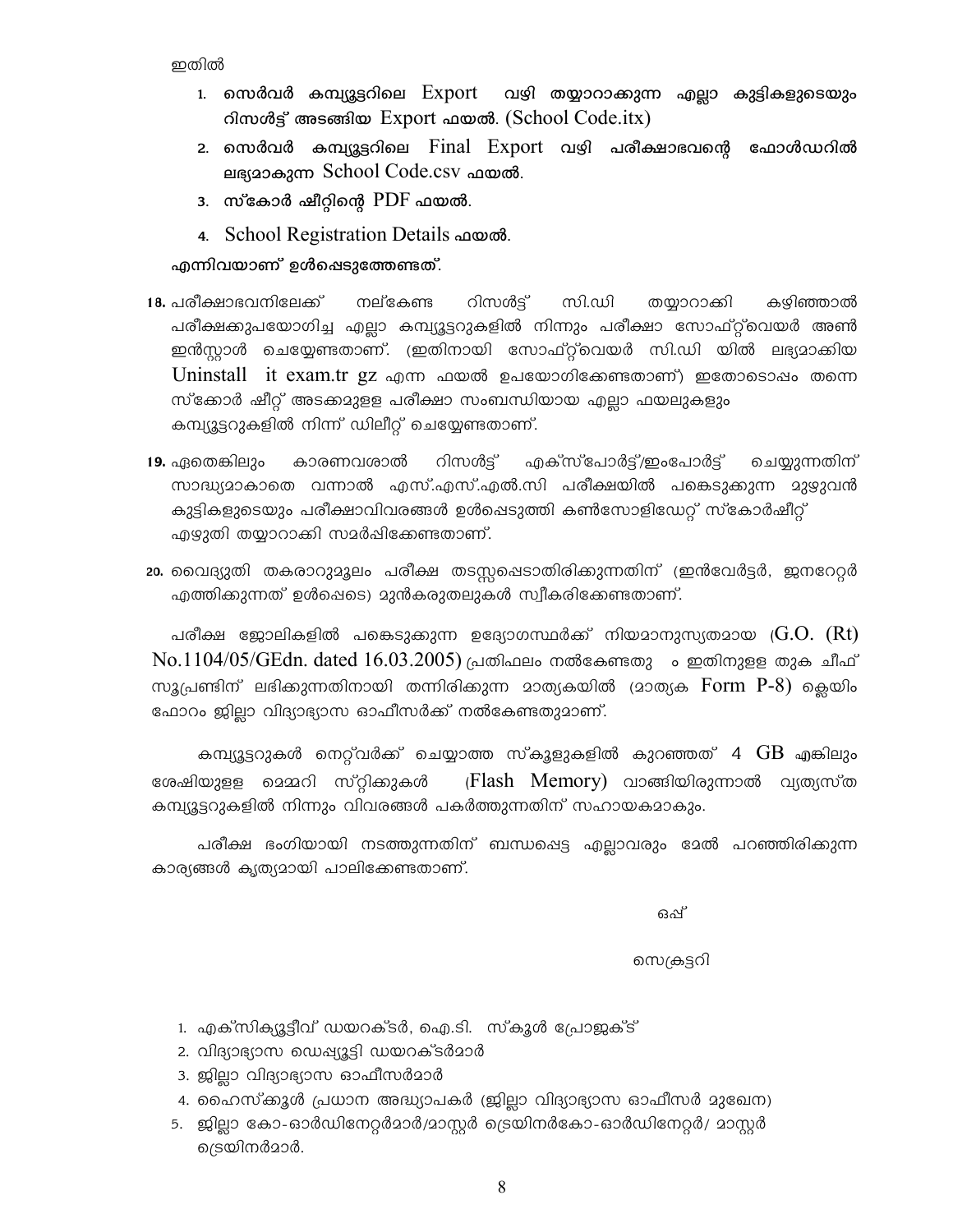ഇതിൽ

1. **സെർവർ കമ്പ്യൂട്ടറിലെ Export വഴി തയ്യാറാക്കുന്ന എല്ലാ കുട്ടികളുടെയും റിസൾട്ട് അടങ്ങിയ Export ഫയൽ. (School Code.itx)**
2. **സെർവർ കമ്പ്യൂട്ടറിലെ Final Export വഴി പരീക്ഷാഭവന്റെ ഫോൾഡറിൽ ലഭ്യമാകുന്ന School Code.csv ഫയൽ.**
3. **സ്കോർ ഷീറ്റിന്റെ PDF ഫയൽ.**
4. **School Registration Details ഫയൽ.**

**എന്നിവയാണ് ഉൾപ്പെടുത്തേണ്ടത്.**

18. പരീക്ഷാഭവനിലേക്ക് നല്കേണ്ട റിസൾട്ട് സി.ഡി തയ്യാറാക്കി കഴിഞ്ഞാൽ പരീക്ഷക്കുപയോഗിച്ച എല്ലാ കമ്പ്യൂട്ടറുകളിൽ നിന്നും പരീക്ഷാ സോഫ്റ്റ്‌വെയർ അൺ ഇൻസ്റ്റാൾ ചെയ്യേണ്ടതാണ്. (ഇതിനായി സോഫ്റ്റ്‌വെയർ സി.ഡി യിൽ ലഭ്യമാക്കിയ Uninstall it exam.tr gz എന്ന ഫയൽ ഉപയോഗിക്കേണ്ടതാണ്) ഇതോടൊപ്പം തന്നെ സ്ക്കോർ ഷീറ്റ് അടക്കമുളള പരീക്ഷാ സംബന്ധിയായ എല്ലാ ഫയലുകളും കമ്പ്യൂട്ടറുകളിൽ നിന്ന് ഡിലീറ്റ് ചെയ്യേണ്ടതാണ്.

19. ഏതെങ്കിലും കാരണവശാൽ റിസൾട്ട് എക്സ്പോർട്ട്/ഇംപോർട്ട് ചെയ്യുന്നതിന് സാദ്ധ്യമാകാതെ വന്നാൽ എസ്.എസ്.എൽ.സി പരീക്ഷയിൽ പങ്കെടുക്കുന്ന മുഴുവൻ കുട്ടികളുടെയും പരീക്ഷാവിവരങ്ങൾ ഉൾപ്പെടുത്തി കൺസോളിഡേറ്റ് സ്കോർഷീറ്റ് എഴുതി തയ്യാറാക്കി സമർപ്പിക്കേണ്ടതാണ്.

20. വൈദ്യുതി തകരാറുമൂലം പരീക്ഷ തടസ്സപ്പെടാതിരിക്കുന്നതിന് (ഇൻവേർട്ടർ, ജനറേറ്റർ എത്തിക്കുന്നത് ഉൾപ്പെടെ) മുൻകരുതലുകൾ സ്വീകരിക്കേണ്ടതാണ്.

പരീക്ഷ ജോലികളിൽ പങ്കെടുക്കുന്ന ഉദ്യോഗസ്ഥർക്ക് നിയമാനുസൃതമായ (G.O. (Rt) No.1104/05/GEdn. dated 16.03.2005) പ്രതിഫലം നൽകേണ്ടതും ഇതിനുളള തുക ചീഫ് സൂപ്രണ്ടിന് ലഭിക്കുന്നതിനായി തന്നിരിക്കുന്ന മാതൃകയിൽ (മാതൃക Form P-8) ക്ലെയിം ഫോറം ജില്ലാ വിദ്യാഭ്യാസ ഓഫീസർക്ക് നൽകേണ്ടതുമാണ്.

കമ്പ്യൂട്ടറുകൾ നെറ്റ്‌വർക്ക് ചെയ്യാത്ത സ്കൂളുകളിൽ കുറഞ്ഞത് 4 GB എങ്കിലും ശേഷിയുളള മെമ്മറി സ്റ്റിക്കുകൾ (Flash Memory) വാങ്ങിയിരുന്നാൽ വ്യത്യസ്ത കമ്പ്യൂട്ടറുകളിൽ നിന്നും വിവരങ്ങൾ പകർത്തുന്നതിന് സഹായകമാകും.

പരീക്ഷ ഭംഗിയായി നടത്തുന്നതിന് ബന്ധപ്പെട്ട എല്ലാവരും മേൽ പറഞ്ഞിരിക്കുന്ന കാര്യങ്ങൾ കൃത്യമായി പാലിക്കേണ്ടതാണ്.

ഒപ്പ്

സെക്രട്ടറി

1. എക്സിക്യൂട്ടീവ് ഡയറക്ടർ, ഐ.ടി. സ്കൂൾ പ്രോജക്ട്
2. വിദ്യാഭ്യാസ ഡെപ്യൂട്ടി ഡയറക്ടർമാർ
3. ജില്ലാ വിദ്യാഭ്യാസ ഓഫീസർമാർ
4. ഹൈസ്ക്കൂൾ പ്രധാന അദ്ധ്യാപകർ (ജില്ലാ വിദ്യാഭ്യാസ ഓഫീസർ മുഖേന)
5. ജില്ലാ കോ-ഓർഡിനേറ്റർമാർ/മാസ്റ്റർ ട്രെയിനർകോ-ഓർഡിനേറ്റർ/ മാസ്റ്റർ ട്രെയിനർമാർ.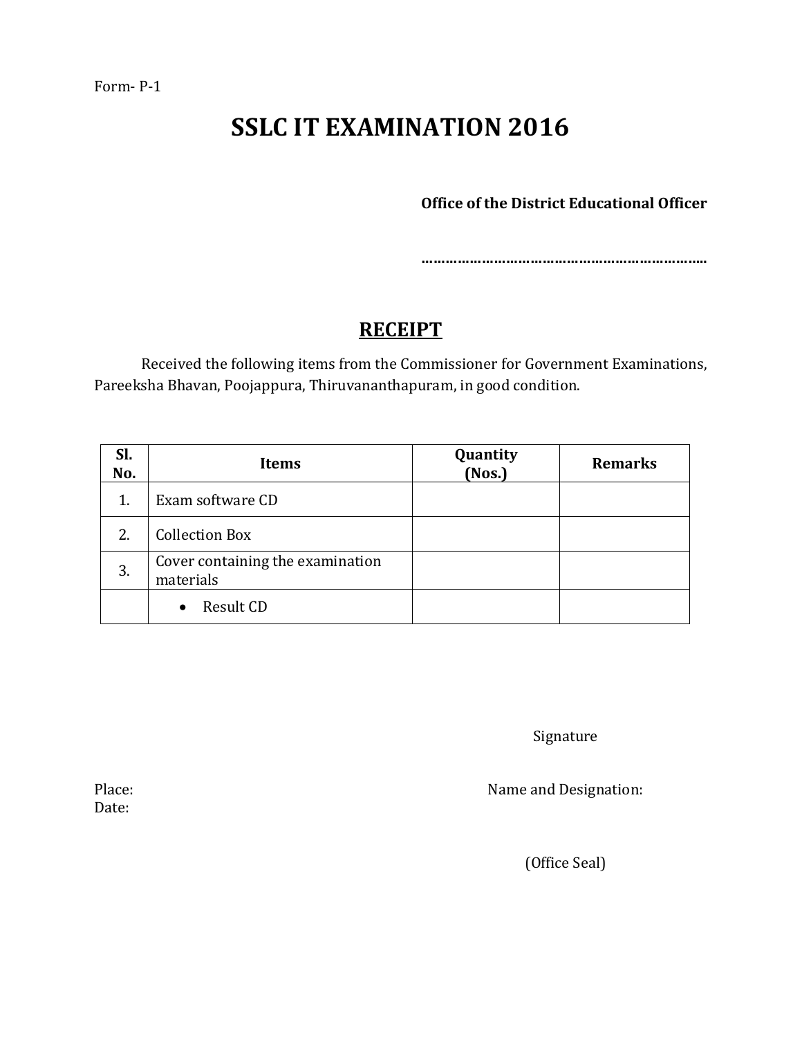Form- P-1

# SSLC IT EXAMINATION 2016

**Office of the District Educational Officer**

**………………………………………………………………..**

## RECEIPT

Received the following items from the Commissioner for Government Examinations, Pareeksha Bhavan, Poojappura, Thiruvananthapuram, in good condition.

| Sl. No. | Items | Quantity (Nos.) | Remarks |
|---|---|---|---|
| 1. | Exam software CD | | |
| 2. | Collection Box | | |
| 3. | Cover containing the examination materials | | |
| | • Result CD | | |

Signature

Place:

Date:

Name and Designation:

(Office Seal)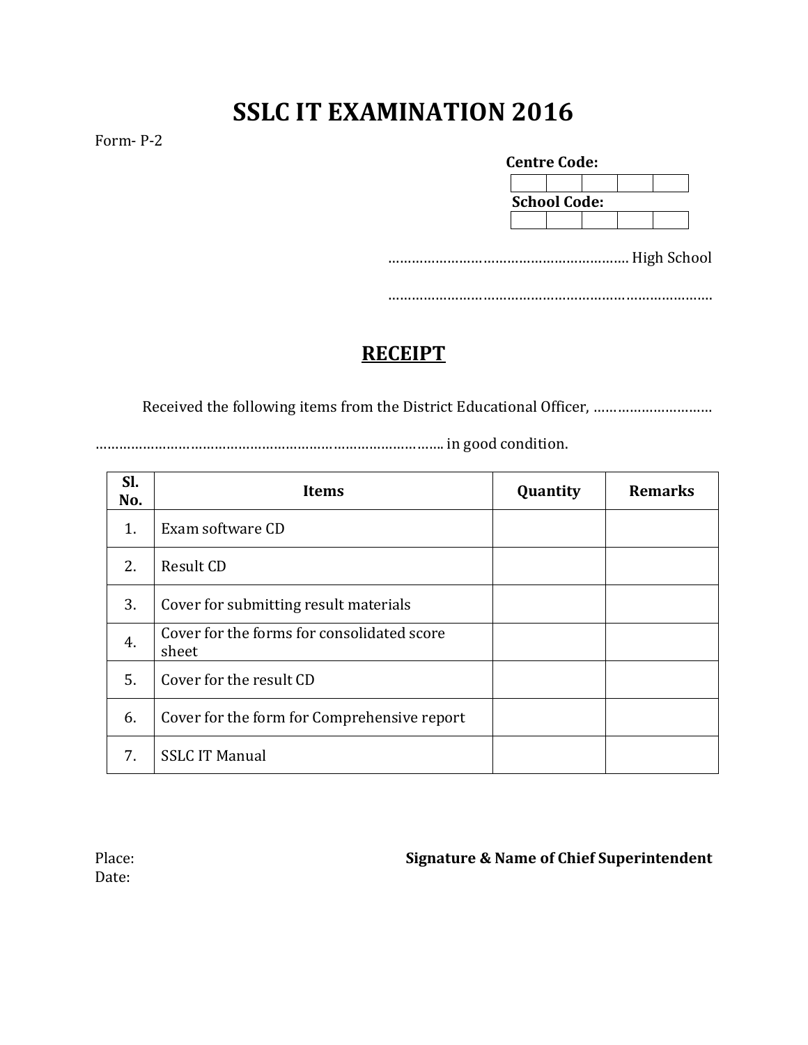# SSLC IT EXAMINATION 2016

Form- P-2

**Centre Code:**

| | | | | |
|---|---|---|---|---|
| | | | | |

**School Code:**

| | | | | |
|---|---|---|---|---|
| | | | | |

……………………………………………………. High School

…………………………………………………………………………

## RECEIPT

Received the following items from the District Educational Officer, …………………………

……………………………………………………………………………. in good condition.

| Sl. No. | Items | Quantity | Remarks |
|---|---|---|---|
| 1. | Exam software CD | | |
| 2. | Result CD | | |
| 3. | Cover for submitting result materials | | |
| 4. | Cover for the forms for consolidated score sheet | | |
| 5. | Cover for the result CD | | |
| 6. | Cover for the form for Comprehensive report | | |
| 7. | SSLC IT Manual | | |

Place:

Date:

**Signature & Name of Chief Superintendent**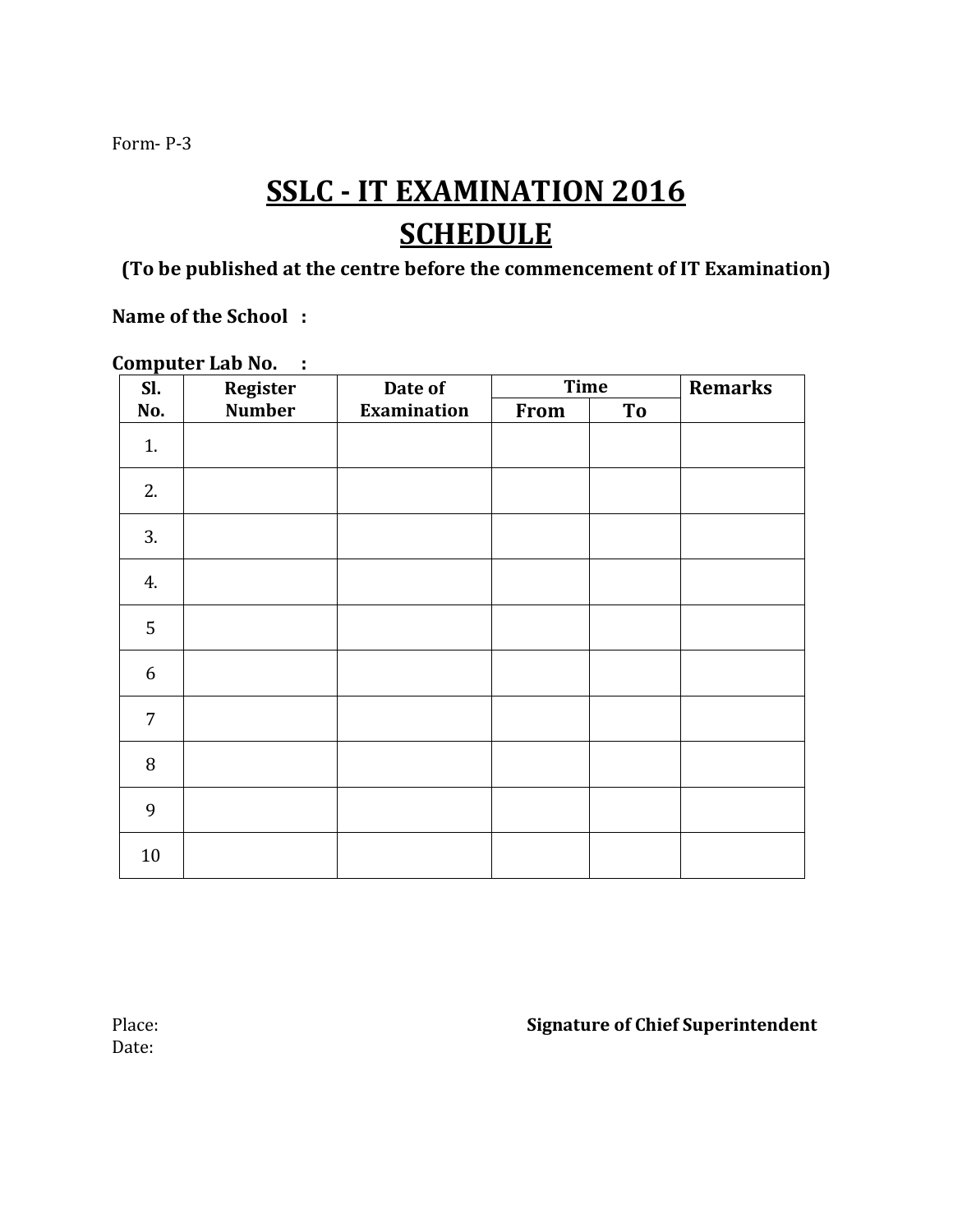Form- P-3

# SSLC - IT EXAMINATION 2016

# SCHEDULE

**(To be published at the centre before the commencement of IT Examination)**

**Name of the School :**

**Computer Lab No. :**

| Sl. No. | Register Number | Date of Examination | Time | | Remarks |
|---|---|---|---|---|---|
| | | | From | To | |
| 1. | | | | | |
| 2. | | | | | |
| 3. | | | | | |
| 4. | | | | | |
| 5 | | | | | |
| 6 | | | | | |
| 7 | | | | | |
| 8 | | | | | |
| 9 | | | | | |
| 10 | | | | | |

Place:
Date:

**Signature of Chief Superintendent**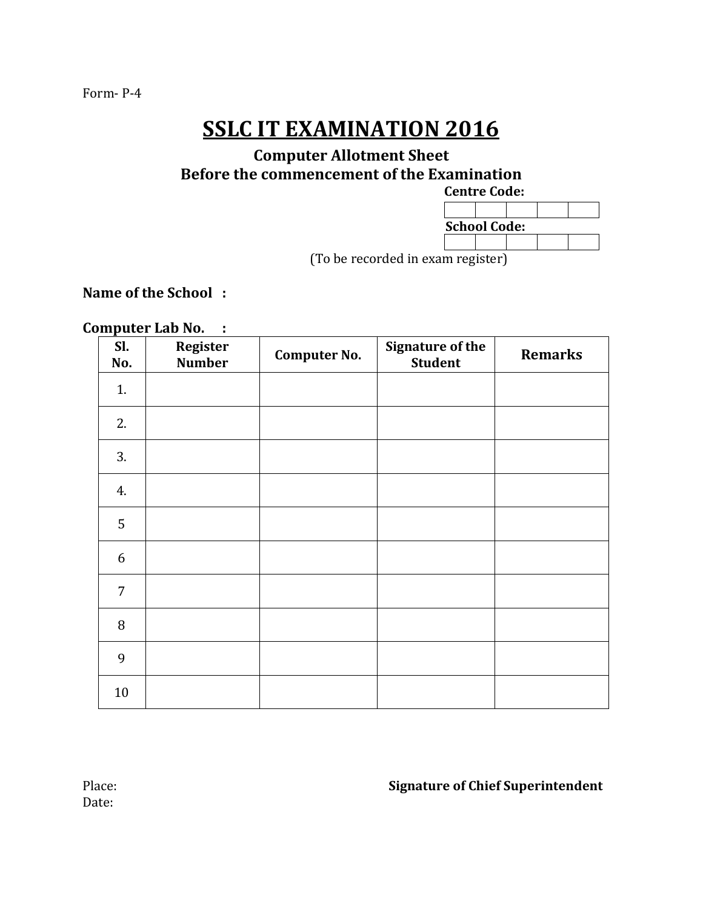Form- P-4

# SSLC IT EXAMINATION 2016

**Computer Allotment Sheet**
**Before the commencement of the Examination**

**Centre Code:**

| | | | | |
|---|---|---|---|---|

**School Code:**

| | | | | |
|---|---|---|---|---|

(To be recorded in exam register)

**Name of the School :**

**Computer Lab No. :**

| Sl. No. | Register Number | Computer No. | Signature of the Student | Remarks |
|---|---|---|---|---|
| 1. | | | | |
| 2. | | | | |
| 3. | | | | |
| 4. | | | | |
| 5 | | | | |
| 6 | | | | |
| 7 | | | | |
| 8 | | | | |
| 9 | | | | |
| 10 | | | | |

Place:
Date:

**Signature of Chief Superintendent**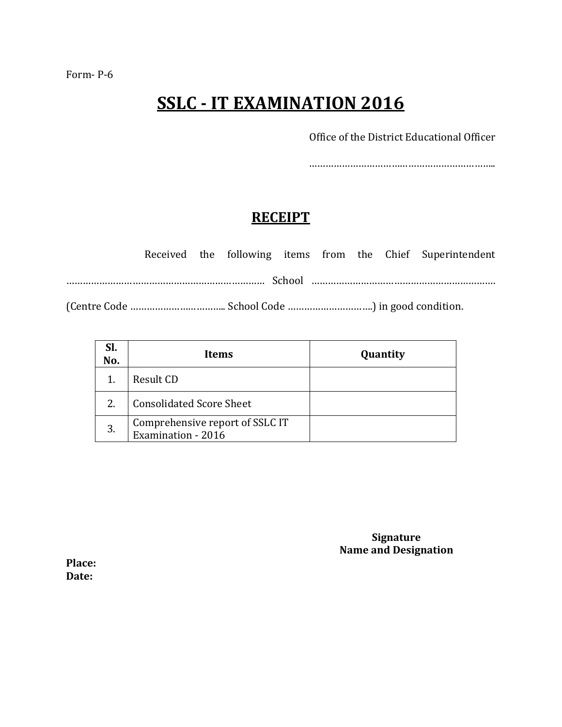Form- P-6

# SSLC - IT EXAMINATION 2016

Office of the District Educational Officer

……………………………………………………………..

## RECEIPT

Received the following items from the Chief Superintendent ……………………………………………………………… School …………………………………………………………… (Centre Code …………………………….. School Code …………………………..) in good condition.

| Sl. No. | Items | Quantity |
|---|---|---|
| 1. | Result CD | |
| 2. | Consolidated Score Sheet | |
| 3. | Comprehensive report of SSLC IT Examination - 2016 | |

**Signature**
**Name and Designation**

**Place:**
**Date:**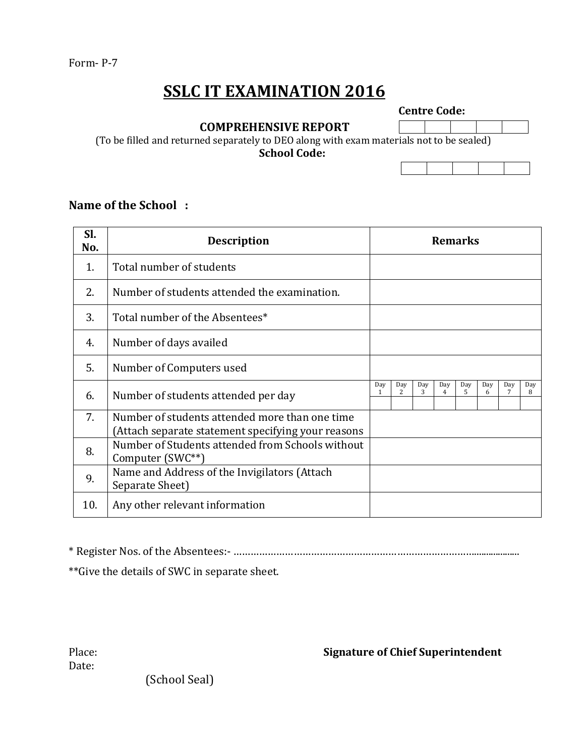Form- P-7

# SSLC IT EXAMINATION 2016

**Centre Code:**

| | | | | |
|---|---|---|---|---|
| | | | | |

**COMPREHENSIVE REPORT**

(To be filled and returned separately to DEO along with exam materials not to be sealed)

**School Code:**

| | | | | |
|---|---|---|---|---|
| | | | | |

**Name of the School :**

| Sl. No. | Description | Remarks | | | | | | | |
|---|---|---|---|---|---|---|---|---|---|
| 1. | Total number of students | | | | | | | | |
| 2. | Number of students attended the examination. | | | | | | | | |
| 3. | Total number of the Absentees* | | | | | | | | |
| 4. | Number of days availed | | | | | | | | |
| 5. | Number of Computers used | | | | | | | | |
| 6. | Number of students attended per day | Day 1 | Day 2 | Day 3 | Day 4 | Day 5 | Day 6 | Day 7 | Day 8 |
| | | | | | | | | | |
| 7. | Number of students attended more than one time (Attach separate statement specifying your reasons | | | | | | | | |
| 8. | Number of Students attended from Schools without Computer (SWC**) | | | | | | | | |
| 9. | Name and Address of the Invigilators (Attach Separate Sheet) | | | | | | | | |
| 10. | Any other relevant information | | | | | | | | |

* Register Nos. of the Absentees:- ………………………………………………………………………………..................

**Give the details of SWC in separate sheet.

Place:

Date:

**Signature of Chief Superintendent**

(School Seal)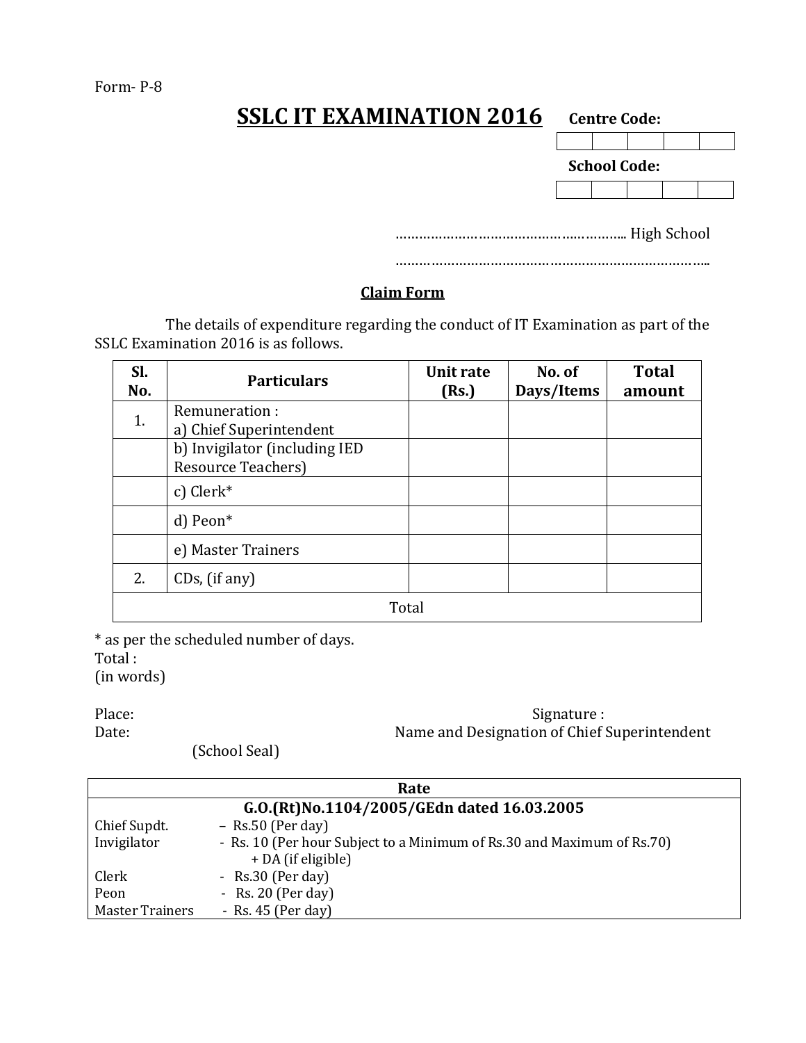Form- P-8

# SSLC IT EXAMINATION 2016

**Centre Code:**

| | | | | |
|---|---|---|---|---|
| | | | | |

**School Code:**

| | | | | |
|---|---|---|---|---|
| | | | | |

………………………………………………….. High School

……………………………………………………………………..

## Claim Form

The details of expenditure regarding the conduct of IT Examination as part of the SSLC Examination 2016 is as follows.

| Sl. No. | Particulars | Unit rate (Rs.) | No. of Days/Items | Total amount |
|---|---|---|---|---|
| 1. | Remuneration : a) Chief Superintendent | | | |
| | b) Invigilator (including IED Resource Teachers) | | | |
| | c) Clerk* | | | |
| | d) Peon* | | | |
| | e) Master Trainers | | | |
| 2. | CDs, (if any) | | | |
| | Total | | | |

* as per the scheduled number of days.

Total :

(in words)

Place:

Date:

(School Seal)

Signature :

Name and Designation of Chief Superintendent

| Rate | |
|---|---|
| **G.O.(Rt)No.1104/2005/GEdn dated 16.03.2005** | |
| Chief Supdt. | – Rs.50 (Per day) |
| Invigilator | - Rs. 10 (Per hour Subject to a Minimum of Rs.30 and Maximum of Rs.70) + DA (if eligible) |
| Clerk | - Rs.30 (Per day) |
| Peon | - Rs. 20 (Per day) |
| Master Trainers | - Rs. 45 (Per day) |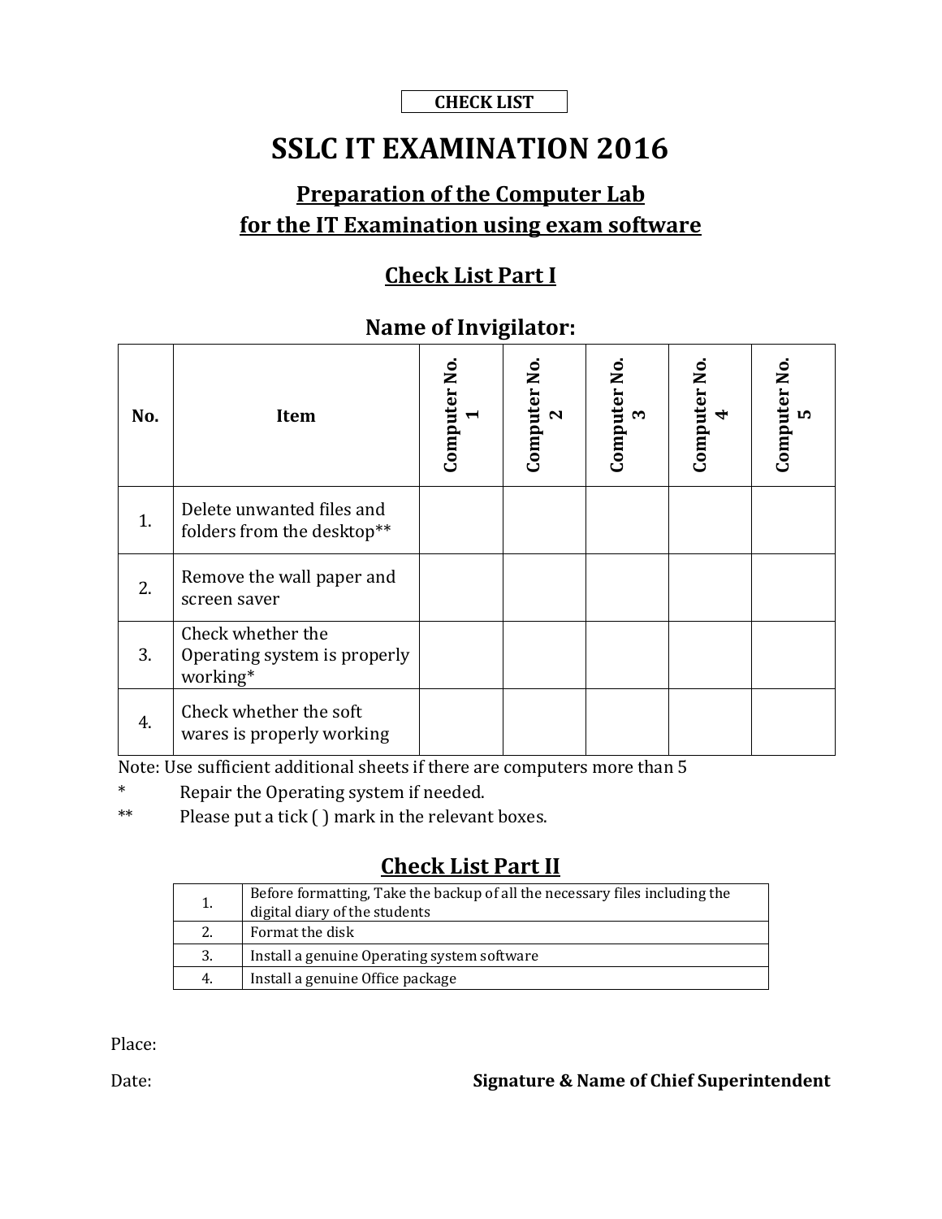**CHECK LIST**

# SSLC IT EXAMINATION 2016

## Preparation of the Computer Lab for the IT Examination using exam software

### Check List Part I

### Name of Invigilator:

| No. | Item | Computer No. 1 | Computer No. 2 | Computer No. 3 | Computer No. 4 | Computer No. 5 |
|---|---|---|---|---|---|---|
| 1. | Delete unwanted files and folders from the desktop** | | | | | |
| 2. | Remove the wall paper and screen saver | | | | | |
| 3. | Check whether the Operating system is properly working* | | | | | |
| 4. | Check whether the soft wares is properly working | | | | | |

Note: Use sufficient additional sheets if there are computers more than 5

* Repair the Operating system if needed.

** Please put a tick ( ) mark in the relevant boxes.

### Check List Part II

| | |
|---|---|
| 1. | Before formatting, Take the backup of all the necessary files including the digital diary of the students |
| 2. | Format the disk |
| 3. | Install a genuine Operating system software |
| 4. | Install a genuine Office package |

Place:

Date: **Signature & Name of Chief Superintendent**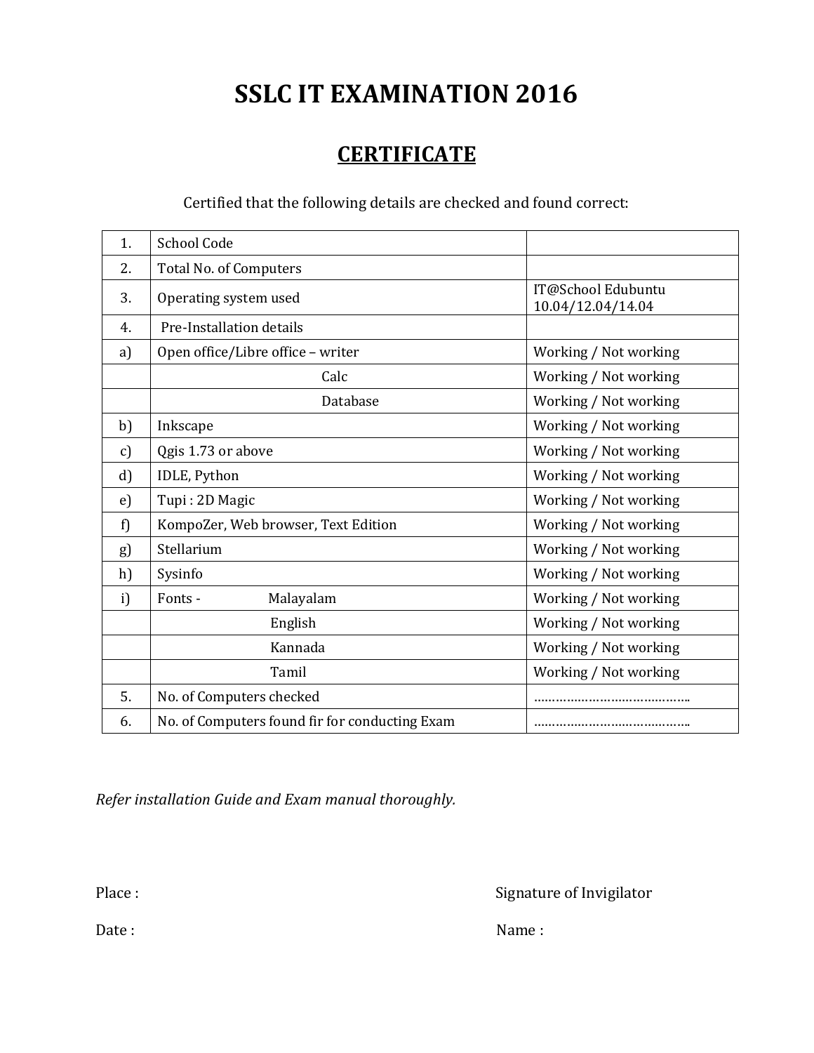# SSLC IT EXAMINATION 2016

## CERTIFICATE

Certified that the following details are checked and found correct:

| | | |
|---|---|---|
| 1. | School Code | |
| 2. | Total No. of Computers | |
| 3. | Operating system used | IT@School Edubuntu 10.04/12.04/14.04 |
| 4. | Pre-Installation details | |
| a) | Open office/Libre office – writer | Working / Not working |
| | Calc | Working / Not working |
| | Database | Working / Not working |
| b) | Inkscape | Working / Not working |
| c) | Qgis 1.73 or above | Working / Not working |
| d) | IDLE, Python | Working / Not working |
| e) | Tupi : 2D Magic | Working / Not working |
| f) | KompoZer, Web browser, Text Edition | Working / Not working |
| g) | Stellarium | Working / Not working |
| h) | Sysinfo | Working / Not working |
| i) | Fonts - Malayalam | Working / Not working |
| | English | Working / Not working |
| | Kannada | Working / Not working |
| | Tamil | Working / Not working |
| 5. | No. of Computers checked | …………………………………….. |
| 6. | No. of Computers found fir for conducting Exam | …………………………………….. |

*Refer installation Guide and Exam manual thoroughly.*

Place : Signature of Invigilator

Date : Name :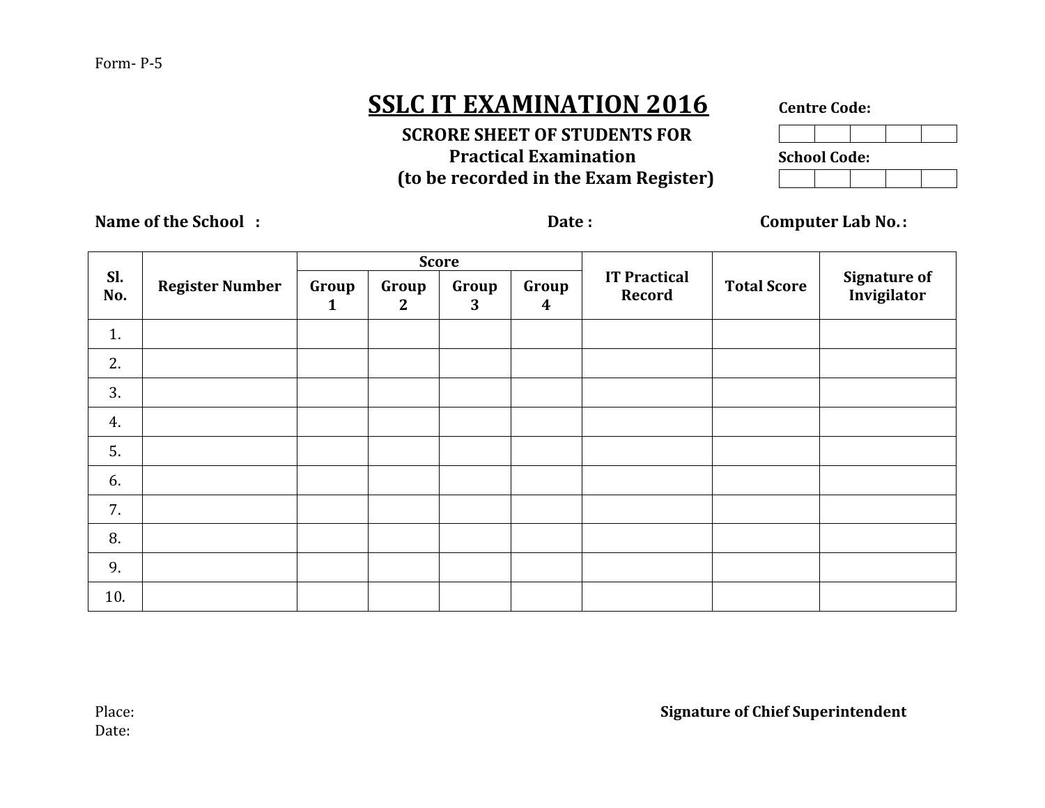Form- P-5

# SSLC IT EXAMINATION 2016

**SCRORE SHEET OF STUDENTS FOR**
**Practical Examination**
**(to be recorded in the Exam Register)**

**Centre Code:**

| | | | | |
|---|---|---|---|---|
| | | | | |

**School Code:**

| | | | | |
|---|---|---|---|---|
| | | | | |

**Name of the School :** **Date :** **Computer Lab No. :**

| Sl. No. | Register Number | Score | | | | IT Practical Record | Total Score | Signature of Invigilator |
|---|---|---|---|---|---|---|---|---|
| | | Group 1 | Group 2 | Group 3 | Group 4 | | | |
| 1. | | | | | | | | |
| 2. | | | | | | | | |
| 3. | | | | | | | | |
| 4. | | | | | | | | |
| 5. | | | | | | | | |
| 6. | | | | | | | | |
| 7. | | | | | | | | |
| 8. | | | | | | | | |
| 9. | | | | | | | | |
| 10. | | | | | | | | |

Place:
Date:

**Signature of Chief Superintendent**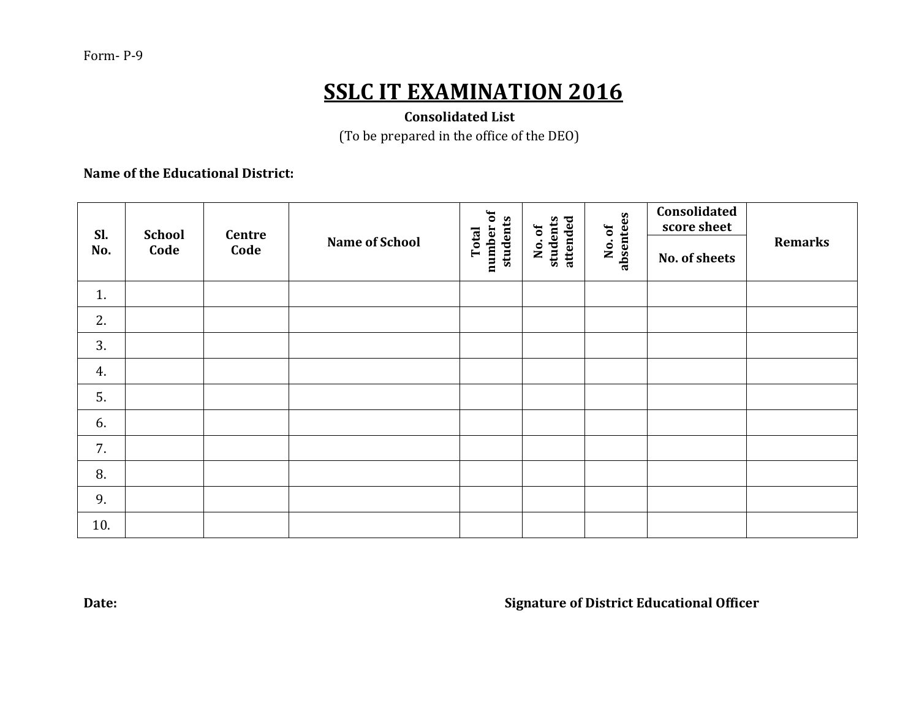Form- P-9

# SSLC IT EXAMINATION 2016

**Consolidated List**

(To be prepared in the office of the DEO)

**Name of the Educational District:**

| Sl. No. | School Code | Centre Code | Name of School | Total number of students | No. of students attended | No. of absentees | Consolidated score sheet | Remarks |
|---|---|---|---|---|---|---|---|---|
| | | | | | | | No. of sheets | |
| 1. | | | | | | | | |
| 2. | | | | | | | | |
| 3. | | | | | | | | |
| 4. | | | | | | | | |
| 5. | | | | | | | | |
| 6. | | | | | | | | |
| 7. | | | | | | | | |
| 8. | | | | | | | | |
| 9. | | | | | | | | |
| 10. | | | | | | | | |

**Date:**

**Signature of District Educational Officer**